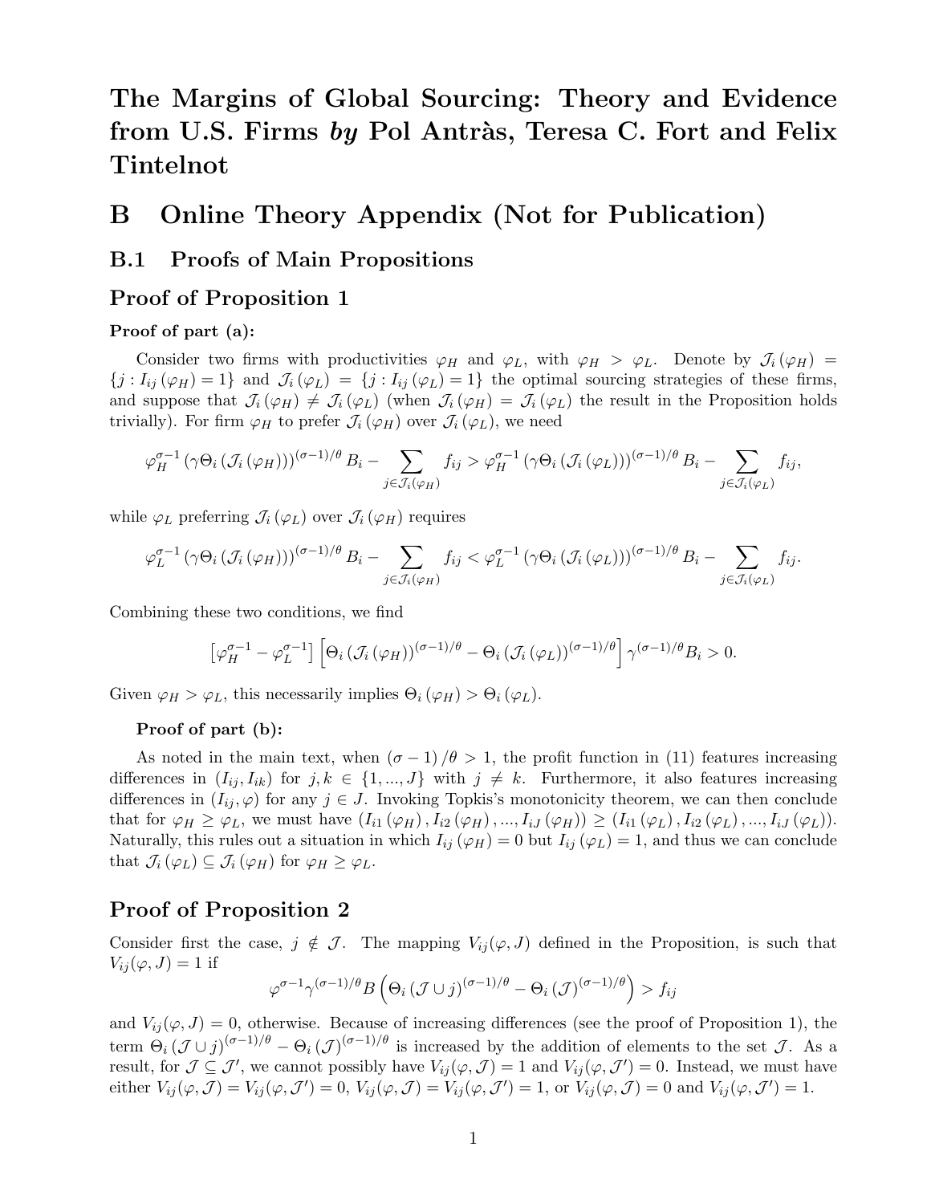# The Margins of Global Sourcing: Theory and Evidence from U.S. Firms *by* Pol Antràs, Teresa C. Fort and Felix Tintelnot

## B Online Theory Appendix (Not for Publication)

### B.1 Proofs of Main Propositions

### Proof of Proposition 1

**Proof of part (a):**

Consider two firms with productivities $\varphi_H$ and $\varphi_L$, with $\varphi_H > \varphi_L$. Denote by $\mathcal{J}_i(\varphi_H) = \{j : I_{ij}(\varphi_H) = 1\}$ and $\mathcal{J}_i(\varphi_L) = \{j : I_{ij}(\varphi_L) = 1\}$ the optimal sourcing strategies of these firms, and suppose that $\mathcal{J}_i(\varphi_H) \neq \mathcal{J}_i(\varphi_L)$ (when $\mathcal{J}_i(\varphi_H) = \mathcal{J}_i(\varphi_L)$ the result in the Proposition holds trivially). For firm $\varphi_H$ to prefer $\mathcal{J}_i(\varphi_H)$ over $\mathcal{J}_i(\varphi_L)$, we need

$$\varphi_H^{\sigma-1}\left(\gamma\Theta_i\left(\mathcal{J}_i\left(\varphi_H\right)\right)\right)^{(\sigma-1)/\theta}B_i - \sum_{j\in\mathcal{J}_i(\varphi_H)} f_{ij} > \varphi_H^{\sigma-1}\left(\gamma\Theta_i\left(\mathcal{J}_i\left(\varphi_L\right)\right)\right)^{(\sigma-1)/\theta}B_i - \sum_{j\in\mathcal{J}_i(\varphi_L)} f_{ij},$$

while $\varphi_L$ preferring $\mathcal{J}_i(\varphi_L)$ over $\mathcal{J}_i(\varphi_H)$ requires

$$\varphi_L^{\sigma-1}\left(\gamma\Theta_i\left(\mathcal{J}_i\left(\varphi_H\right)\right)\right)^{(\sigma-1)/\theta}B_i - \sum_{j\in\mathcal{J}_i(\varphi_H)} f_{ij} < \varphi_L^{\sigma-1}\left(\gamma\Theta_i\left(\mathcal{J}_i\left(\varphi_L\right)\right)\right)^{(\sigma-1)/\theta}B_i - \sum_{j\in\mathcal{J}_i(\varphi_L)} f_{ij}.$$

Combining these two conditions, we find

$$\left[\varphi_H^{\sigma-1} - \varphi_L^{\sigma-1}\right]\left[\Theta_i\left(\mathcal{J}_i\left(\varphi_H\right)\right)^{(\sigma-1)/\theta} - \Theta_i\left(\mathcal{J}_i\left(\varphi_L\right)\right)^{(\sigma-1)/\theta}\right]\gamma^{(\sigma-1)/\theta}B_i > 0.$$

Given $\varphi_H > \varphi_L$, this necessarily implies $\Theta_i(\varphi_H) > \Theta_i(\varphi_L)$.

**Proof of part (b):**

As noted in the main text, when $(\sigma-1)/\theta > 1$, the profit function in (11) features increasing differences in $(I_{ij}, I_{ik})$ for $j, k \in \{1, ..., J\}$ with $j \neq k$. Furthermore, it also features increasing differences in $(I_{ij}, \varphi)$ for any $j \in J$. Invoking Topkis's monotonicity theorem, we can then conclude that for $\varphi_H \geq \varphi_L$, we must have $(I_{i1}(\varphi_H), I_{i2}(\varphi_H), ..., I_{iJ}(\varphi_H)) \geq (I_{i1}(\varphi_L), I_{i2}(\varphi_L), ..., I_{iJ}(\varphi_L))$. Naturally, this rules out a situation in which $I_{ij}(\varphi_H) = 0$ but $I_{ij}(\varphi_L) = 1$, and thus we can conclude that $\mathcal{J}_i(\varphi_L) \subseteq \mathcal{J}_i(\varphi_H)$ for $\varphi_H \geq \varphi_L$.

### Proof of Proposition 2

Consider first the case, $j \notin \mathcal{J}$. The mapping $V_{ij}(\varphi, J)$ defined in the Proposition, is such that $V_{ij}(\varphi, J) = 1$ if

$$\varphi^{\sigma-1}\gamma^{(\sigma-1)/\theta}B\left(\Theta_i\left(\mathcal{J}\cup j\right)^{(\sigma-1)/\theta} - \Theta_i\left(\mathcal{J}\right)^{(\sigma-1)/\theta}\right) > f_{ij}$$

and $V_{ij}(\varphi, J) = 0$, otherwise. Because of increasing differences (see the proof of Proposition 1), the term $\Theta_i(\mathcal{J}\cup j)^{(\sigma-1)/\theta} - \Theta_i(\mathcal{J})^{(\sigma-1)/\theta}$ is increased by the addition of elements to the set $\mathcal{J}$. As a result, for $\mathcal{J} \subseteq \mathcal{J}'$, we cannot possibly have $V_{ij}(\varphi, \mathcal{J}) = 1$ and $V_{ij}(\varphi, \mathcal{J}') = 0$. Instead, we must have either $V_{ij}(\varphi, \mathcal{J}) = V_{ij}(\varphi, \mathcal{J}') = 0$, $V_{ij}(\varphi, \mathcal{J}) = V_{ij}(\varphi, \mathcal{J}') = 1$, or $V_{ij}(\varphi, \mathcal{J}) = 0$ and $V_{ij}(\varphi, \mathcal{J}') = 1$.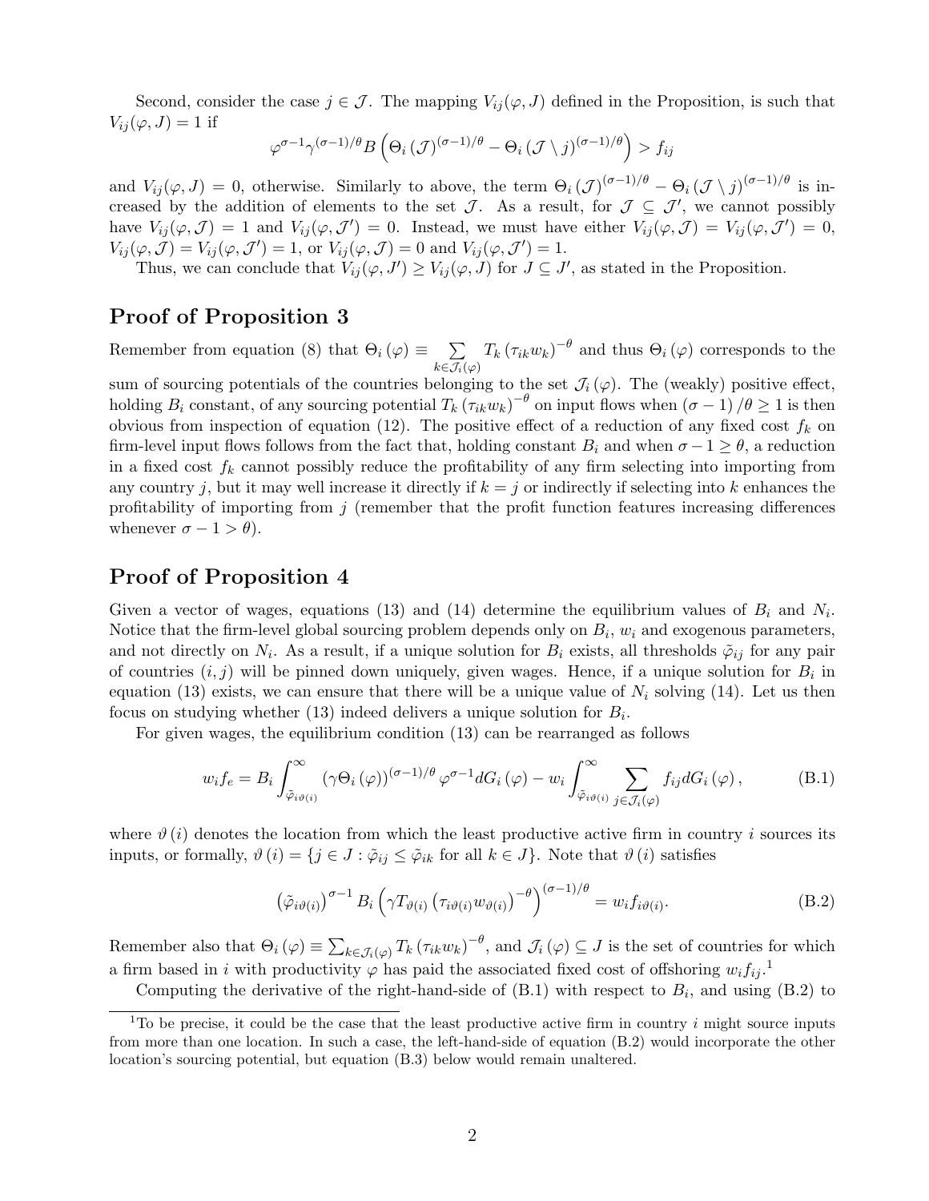Second, consider the case $j \in \mathcal{J}$. The mapping $V_{ij}(\varphi, J)$ defined in the Proposition, is such that $V_{ij}(\varphi, J) = 1$ if

$$\varphi^{\sigma-1}\gamma^{(\sigma-1)/\theta}B\left(\Theta_i\left(\mathcal{J}\right)^{(\sigma-1)/\theta} - \Theta_i\left(\mathcal{J}\setminus j\right)^{(\sigma-1)/\theta}\right) > f_{ij}$$

and $V_{ij}(\varphi, J) = 0$, otherwise. Similarly to above, the term $\Theta_i\left(\mathcal{J}\right)^{(\sigma-1)/\theta} - \Theta_i\left(\mathcal{J}\setminus j\right)^{(\sigma-1)/\theta}$ is increased by the addition of elements to the set $\mathcal{J}$. As a result, for $\mathcal{J} \subseteq \mathcal{J}'$, we cannot possibly have $V_{ij}(\varphi, \mathcal{J}) = 1$ and $V_{ij}(\varphi, \mathcal{J}') = 0$. Instead, we must have either $V_{ij}(\varphi, \mathcal{J}) = V_{ij}(\varphi, \mathcal{J}') = 0$, $V_{ij}(\varphi, \mathcal{J}) = V_{ij}(\varphi, \mathcal{J}') = 1$, or $V_{ij}(\varphi, \mathcal{J}) = 0$ and $V_{ij}(\varphi, \mathcal{J}') = 1$.

Thus, we can conclude that $V_{ij}(\varphi, J') \geq V_{ij}(\varphi, J)$ for $J \subseteq J'$, as stated in the Proposition.

## Proof of Proposition 3

Remember from equation (8) that $\Theta_i\left(\varphi\right) \equiv \sum_{k\in\mathcal{J}_i(\varphi)} T_k\left(\tau_{ik}w_k\right)^{-\theta}$ and thus $\Theta_i\left(\varphi\right)$ corresponds to the sum of sourcing potentials of the countries belonging to the set $\mathcal{J}_i\left(\varphi\right)$. The (weakly) positive effect, holding $B_i$ constant, of any sourcing potential $T_k\left(\tau_{ik}w_k\right)^{-\theta}$ on input flows when $\left(\sigma-1\right)/\theta \geq 1$ is then obvious from inspection of equation (12). The positive effect of a reduction of any fixed cost $f_k$ on firm-level input flows follows from the fact that, holding constant $B_i$ and when $\sigma - 1 \geq \theta$, a reduction in a fixed cost $f_k$ cannot possibly reduce the profitability of any firm selecting into importing from any country $j$, but it may well increase it directly if $k = j$ or indirectly if selecting into $k$ enhances the profitability of importing from $j$ (remember that the profit function features increasing differences whenever $\sigma - 1 > \theta$).

## Proof of Proposition 4

Given a vector of wages, equations (13) and (14) determine the equilibrium values of $B_i$ and $N_i$. Notice that the firm-level global sourcing problem depends only on $B_i$, $w_i$ and exogenous parameters, and not directly on $N_i$. As a result, if a unique solution for $B_i$ exists, all thresholds $\tilde{\varphi}_{ij}$ for any pair of countries $(i, j)$ will be pinned down uniquely, given wages. Hence, if a unique solution for $B_i$ in equation (13) exists, we can ensure that there will be a unique value of $N_i$ solving (14). Let us then focus on studying whether (13) indeed delivers a unique solution for $B_i$.

For given wages, the equilibrium condition (13) can be rearranged as follows

$$w_i f_e = B_i \int_{\tilde{\varphi}_{i\vartheta(i)}}^{\infty} \left(\gamma\Theta_i\left(\varphi\right)\right)^{(\sigma-1)/\theta} \varphi^{\sigma-1} dG_i\left(\varphi\right) - w_i \int_{\tilde{\varphi}_{i\vartheta(i)}}^{\infty} \sum_{j\in\mathcal{J}_i(\varphi)} f_{ij} dG_i\left(\varphi\right), \tag{B.1}$$

where $\vartheta\left(i\right)$ denotes the location from which the least productive active firm in country $i$ sources its inputs, or formally, $\vartheta\left(i\right) = \{j \in J : \tilde{\varphi}_{ij} \leq \tilde{\varphi}_{ik} \text{ for all } k \in J\}$. Note that $\vartheta\left(i\right)$ satisfies

$$\left(\tilde{\varphi}_{i\vartheta(i)}\right)^{\sigma-1} B_i \left(\gamma T_{\vartheta(i)}\left(\tau_{i\vartheta(i)}w_{\vartheta(i)}\right)^{-\theta}\right)^{(\sigma-1)/\theta} = w_i f_{i\vartheta(i)}. \tag{B.2}$$

Remember also that $\Theta_i\left(\varphi\right) \equiv \sum_{k\in\mathcal{J}_i(\varphi)} T_k\left(\tau_{ik}w_k\right)^{-\theta}$, and $\mathcal{J}_i\left(\varphi\right) \subseteq J$ is the set of countries for which a firm based in $i$ with productivity $\varphi$ has paid the associated fixed cost of offshoring $w_i f_{ij}$.[1]

Computing the derivative of the right-hand-side of (B.1) with respect to $B_i$, and using (B.2) to

[1] To be precise, it could be the case that the least productive active firm in country $i$ might source inputs from more than one location. In such a case, the left-hand-side of equation (B.2) would incorporate the other location's sourcing potential, but equation (B.3) below would remain unaltered.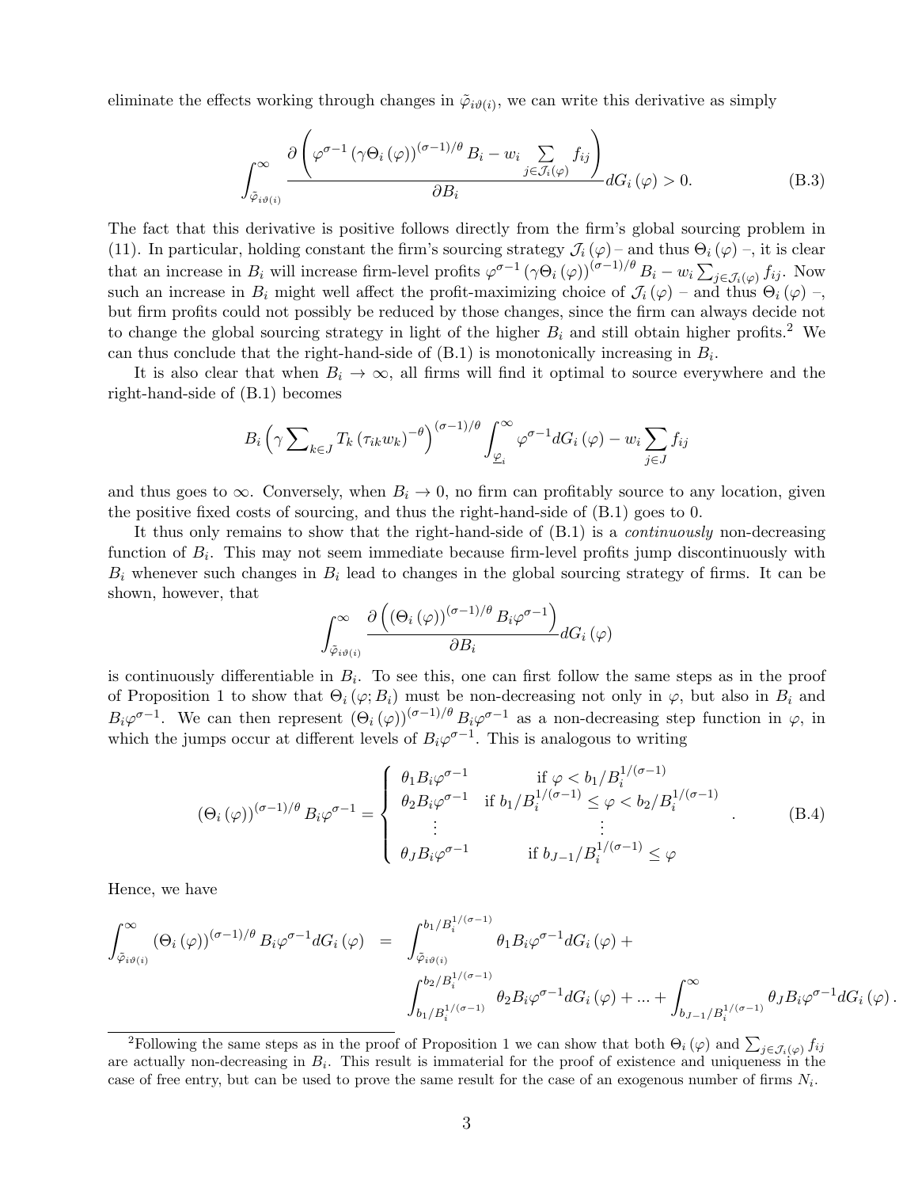eliminate the effects working through changes in $\tilde{\varphi}_{i\vartheta(i)}$, we can write this derivative as simply

$$\int_{\tilde{\varphi}_{i\vartheta(i)}}^{\infty} \frac{\partial \left( \varphi^{\sigma-1} \left(\gamma \Theta_i\left(\varphi\right)\right)^{(\sigma-1)/\theta} B_i - w_i \sum_{j \in \mathcal{J}_i(\varphi)} f_{ij} \right)}{\partial B_i} dG_i\left(\varphi\right) > 0. \tag{B.3}$$

The fact that this derivative is positive follows directly from the firm's global sourcing problem in (11). In particular, holding constant the firm's sourcing strategy $\mathcal{J}_i\left(\varphi\right)$ – and thus $\Theta_i\left(\varphi\right)$ –, it is clear that an increase in $B_i$ will increase firm-level profits $\varphi^{\sigma-1}\left(\gamma\Theta_i\left(\varphi\right)\right)^{(\sigma-1)/\theta} B_i - w_i \sum_{j\in\mathcal{J}_i(\varphi)} f_{ij}$. Now such an increase in $B_i$ might well affect the profit-maximizing choice of $\mathcal{J}_i\left(\varphi\right)$ – and thus $\Theta_i\left(\varphi\right)$ –, but firm profits could not possibly be reduced by those changes, since the firm can always decide not to change the global sourcing strategy in light of the higher $B_i$ and still obtain higher profits.[2] We can thus conclude that the right-hand-side of (B.1) is monotonically increasing in $B_i$.

It is also clear that when $B_i \to \infty$, all firms will find it optimal to source everywhere and the right-hand-side of (B.1) becomes

$$B_i \left(\gamma \sum\nolimits_{k\in J} T_k \left(\tau_{ik} w_k\right)^{-\theta}\right)^{(\sigma-1)/\theta} \int_{\underline{\varphi}_i}^{\infty} \varphi^{\sigma-1} dG_i\left(\varphi\right) - w_i \sum_{j\in J} f_{ij}$$

and thus goes to $\infty$. Conversely, when $B_i \to 0$, no firm can profitably source to any location, given the positive fixed costs of sourcing, and thus the right-hand-side of (B.1) goes to 0.

It thus only remains to show that the right-hand-side of (B.1) is a *continuously* non-decreasing function of $B_i$. This may not seem immediate because firm-level profits jump discontinuously with $B_i$ whenever such changes in $B_i$ lead to changes in the global sourcing strategy of firms. It can be shown, however, that

$$\int_{\tilde{\varphi}_{i\vartheta(i)}}^{\infty} \frac{\partial \left( \left(\Theta_i\left(\varphi\right)\right)^{(\sigma-1)/\theta} B_i \varphi^{\sigma-1} \right)}{\partial B_i} dG_i\left(\varphi\right)$$

is continuously differentiable in $B_i$. To see this, one can first follow the same steps as in the proof of Proposition 1 to show that $\Theta_i\left(\varphi; B_i\right)$ must be non-decreasing not only in $\varphi$, but also in $B_i$ and $B_i\varphi^{\sigma-1}$. We can then represent $\left(\Theta_i\left(\varphi\right)\right)^{(\sigma-1)/\theta} B_i\varphi^{\sigma-1}$ as a non-decreasing step function in $\varphi$, in which the jumps occur at different levels of $B_i\varphi^{\sigma-1}$. This is analogous to writing

$$\left(\Theta_i\left(\varphi\right)\right)^{(\sigma-1)/\theta} B_i\varphi^{\sigma-1} = \begin{cases} \theta_1 B_i \varphi^{\sigma-1} & \text{if } \varphi < b_1/B_i^{1/(\sigma-1)} \\ \theta_2 B_i \varphi^{\sigma-1} & \text{if } b_1/B_i^{1/(\sigma-1)} \leq \varphi < b_2/B_i^{1/(\sigma-1)} \\ \vdots & \vdots \\ \theta_J B_i \varphi^{\sigma-1} & \text{if } b_{J-1}/B_i^{1/(\sigma-1)} \leq \varphi \end{cases}. \tag{B.4}$$

Hence, we have

$$\begin{aligned} \int_{\tilde{\varphi}_{i\vartheta(i)}}^{\infty} \left(\Theta_i\left(\varphi\right)\right)^{(\sigma-1)/\theta} B_i\varphi^{\sigma-1} dG_i\left(\varphi\right) &= \int_{\tilde{\varphi}_{i\vartheta(i)}}^{b_1/B_i^{1/(\sigma-1)}} \theta_1 B_i\varphi^{\sigma-1} dG_i\left(\varphi\right) + \\ &\quad \int_{b_1/B_i^{1/(\sigma-1)}}^{b_2/B_i^{1/(\sigma-1)}} \theta_2 B_i\varphi^{\sigma-1} dG_i\left(\varphi\right) + \ldots + \int_{b_{J-1}/B_i^{1/(\sigma-1)}}^{\infty} \theta_J B_i\varphi^{\sigma-1} dG_i\left(\varphi\right). \end{aligned}$$

[2] Following the same steps as in the proof of Proposition 1 we can show that both $\Theta_i\left(\varphi\right)$ and $\sum_{j\in\mathcal{J}_i(\varphi)} f_{ij}$ are actually non-decreasing in $B_i$. This result is immaterial for the proof of existence and uniqueness in the case of free entry, but can be used to prove the same result for the case of an exogenous number of firms $N_i$.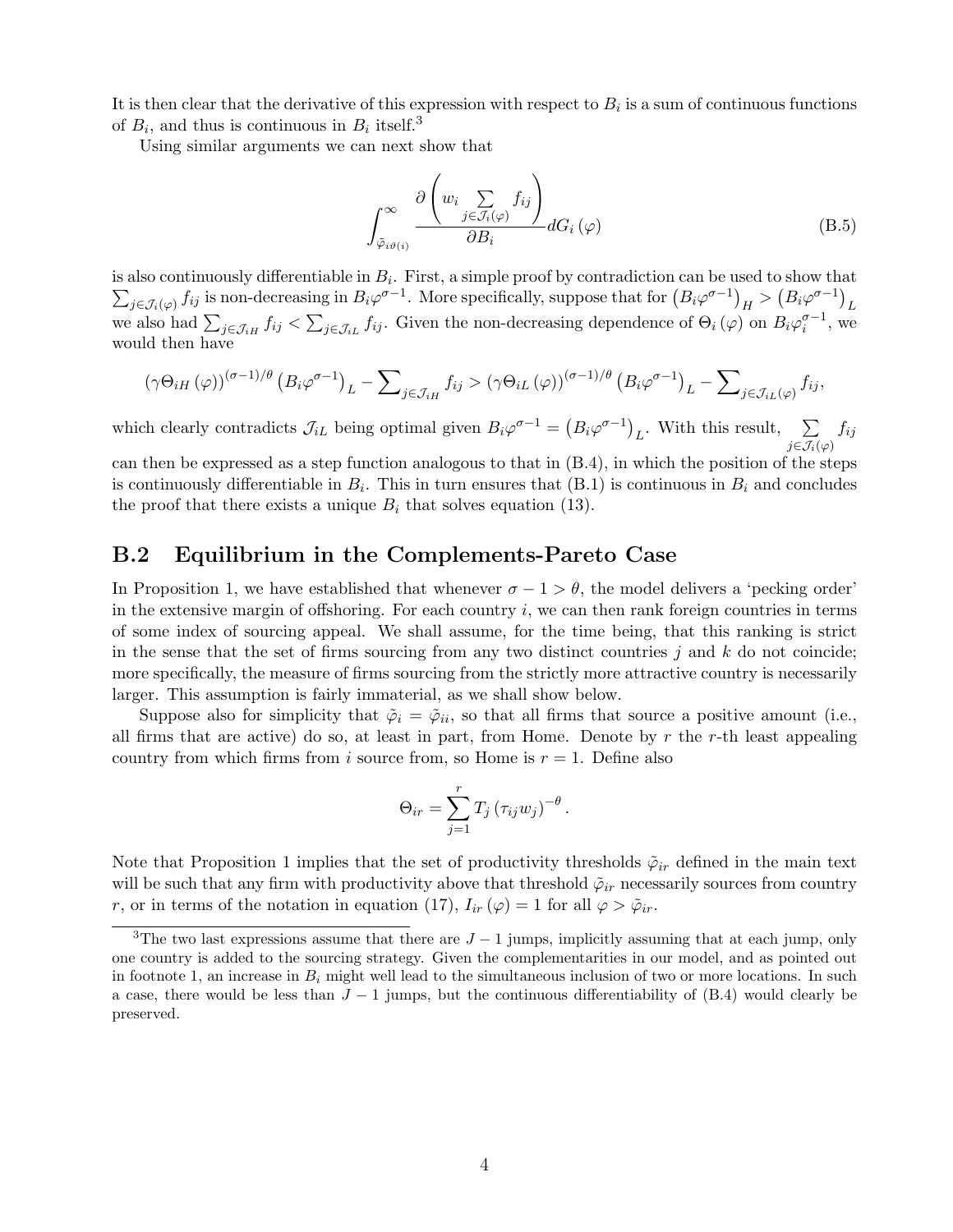It is then clear that the derivative of this expression with respect to $B_i$ is a sum of continuous functions of $B_i$, and thus is continuous in $B_i$ itself.[3]

Using similar arguments we can next show that

$$\int_{\tilde{\varphi}_{i\vartheta(i)}}^{\infty} \frac{\partial \left( w_i \sum\limits_{j \in \mathcal{J}_i(\varphi)} f_{ij} \right)}{\partial B_i} dG_i(\varphi) \tag{B.5}$$

is also continuously differentiable in $B_i$. First, a simple proof by contradiction can be used to show that $\sum_{j \in \mathcal{J}_i(\varphi)} f_{ij}$ is non-decreasing in $B_i \varphi^{\sigma-1}$. More specifically, suppose that for $\left(B_i \varphi^{\sigma-1}\right)_H > \left(B_i \varphi^{\sigma-1}\right)_L$ we also had $\sum_{j \in \mathcal{J}_{iH}} f_{ij} < \sum_{j \in \mathcal{J}_{iL}} f_{ij}$. Given the non-decreasing dependence of $\Theta_i(\varphi)$ on $B_i \varphi_i^{\sigma-1}$, we would then have

$$\left(\gamma \Theta_{iH}(\varphi)\right)^{(\sigma-1)/\theta} \left(B_i \varphi^{\sigma-1}\right)_L - \sum\nolimits_{j \in \mathcal{J}_{iH}} f_{ij} > \left(\gamma \Theta_{iL}(\varphi)\right)^{(\sigma-1)/\theta} \left(B_i \varphi^{\sigma-1}\right)_L - \sum\nolimits_{j \in \mathcal{J}_{iL}(\varphi)} f_{ij},$$

which clearly contradicts $\mathcal{J}_{iL}$ being optimal given $B_i \varphi^{\sigma-1} = \left(B_i \varphi^{\sigma-1}\right)_L$. With this result, $\sum\limits_{j \in \mathcal{J}_i(\varphi)} f_{ij}$ can then be expressed as a step function analogous to that in (B.4), in which the position of the steps is continuously differentiable in $B_i$. This in turn ensures that (B.1) is continuous in $B_i$ and concludes the proof that there exists a unique $B_i$ that solves equation (13).

## B.2 Equilibrium in the Complements-Pareto Case

In Proposition 1, we have established that whenever $\sigma - 1 > \theta$, the model delivers a 'pecking order' in the extensive margin of offshoring. For each country $i$, we can then rank foreign countries in terms of some index of sourcing appeal. We shall assume, for the time being, that this ranking is strict in the sense that the set of firms sourcing from any two distinct countries $j$ and $k$ do not coincide; more specifically, the measure of firms sourcing from the strictly more attractive country is necessarily larger. This assumption is fairly immaterial, as we shall show below.

Suppose also for simplicity that $\tilde{\varphi}_i = \tilde{\varphi}_{ii}$, so that all firms that source a positive amount (i.e., all firms that are active) do so, at least in part, from Home. Denote by $r$ the $r$-th least appealing country from which firms from $i$ source from, so Home is $r = 1$. Define also

$$\Theta_{ir} = \sum_{j=1}^{r} T_j \left(\tau_{ij} w_j\right)^{-\theta}.$$

Note that Proposition 1 implies that the set of productivity thresholds $\tilde{\varphi}_{ir}$ defined in the main text will be such that any firm with productivity above that threshold $\tilde{\varphi}_{ir}$ necessarily sources from country $r$, or in terms of the notation in equation (17), $I_{ir}(\varphi) = 1$ for all $\varphi > \tilde{\varphi}_{ir}$.

[3] The two last expressions assume that there are $J - 1$ jumps, implicitly assuming that at each jump, only one country is added to the sourcing strategy. Given the complementarities in our model, and as pointed out in footnote 1, an increase in $B_i$ might well lead to the simultaneous inclusion of two or more locations. In such a case, there would be less than $J - 1$ jumps, but the continuous differentiability of (B.4) would clearly be preserved.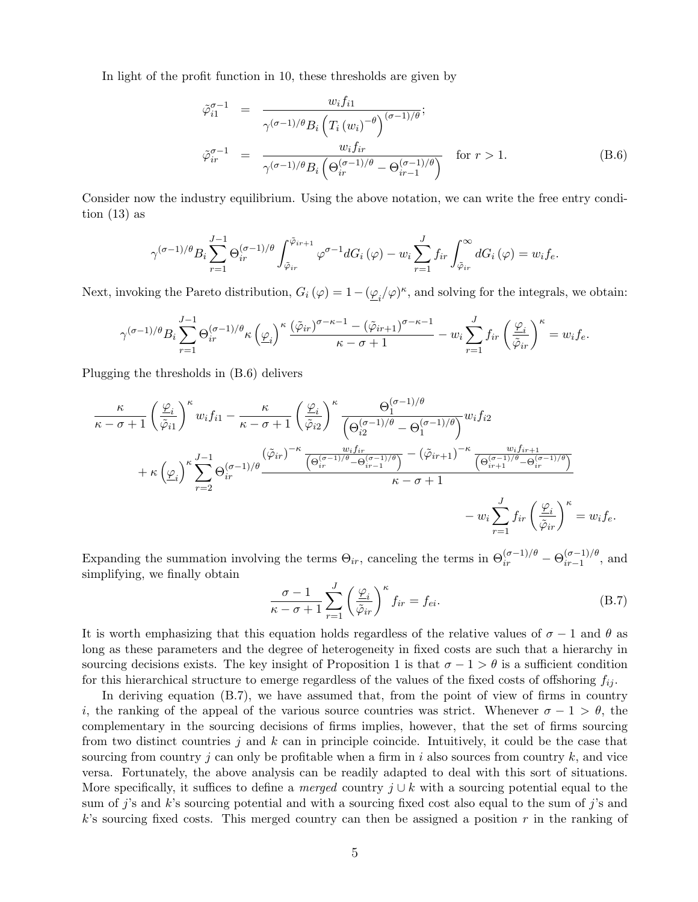In light of the profit function in 10, these thresholds are given by

$$
\begin{aligned}
\tilde{\varphi}_{i1}^{\sigma-1} &= \frac{w_i f_{i1}}{\gamma^{(\sigma-1)/\theta} B_i \left(T_i (w_i)^{-\theta}\right)^{(\sigma-1)/\theta}}; \\
\tilde{\varphi}_{ir}^{\sigma-1} &= \frac{w_i f_{ir}}{\gamma^{(\sigma-1)/\theta} B_i \left(\Theta_{ir}^{(\sigma-1)/\theta} - \Theta_{ir-1}^{(\sigma-1)/\theta}\right)} \quad \text{for } r > 1.
\end{aligned}
\tag{B.6}
$$

Consider now the industry equilibrium. Using the above notation, we can write the free entry condition (13) as

$$
\gamma^{(\sigma-1)/\theta} B_i \sum_{r=1}^{J-1} \Theta_{ir}^{(\sigma-1)/\theta} \int_{\tilde{\varphi}_{ir}}^{\tilde{\varphi}_{ir+1}} \varphi^{\sigma-1} dG_i(\varphi) - w_i \sum_{r=1}^{J} f_{ir} \int_{\tilde{\varphi}_{ir}}^{\infty} dG_i(\varphi) = w_i f_e.
$$

Next, invoking the Pareto distribution, $G_i(\varphi) = 1 - (\underline{\varphi}_i/\varphi)^{\kappa}$, and solving for the integrals, we obtain:

$$
\gamma^{(\sigma-1)/\theta} B_i \sum_{r=1}^{J-1} \Theta_{ir}^{(\sigma-1)/\theta} \kappa \left(\underline{\varphi}_i\right)^{\kappa} \frac{(\tilde{\varphi}_{ir})^{\sigma-\kappa-1} - (\tilde{\varphi}_{ir+1})^{\sigma-\kappa-1}}{\kappa - \sigma + 1} - w_i \sum_{r=1}^{J} f_{ir} \left(\frac{\underline{\varphi}_i}{\tilde{\varphi}_{ir}}\right)^{\kappa} = w_i f_e.
$$

Plugging the thresholds in (B.6) delivers

$$
\begin{aligned}
&\frac{\kappa}{\kappa-\sigma+1}\left(\frac{\underline{\varphi}_i}{\tilde{\varphi}_{i1}}\right)^{\kappa} w_i f_{i1} - \frac{\kappa}{\kappa-\sigma+1}\left(\frac{\underline{\varphi}_i}{\tilde{\varphi}_{i2}}\right)^{\kappa} \frac{\Theta_1^{(\sigma-1)/\theta}}{\left(\Theta_{i2}^{(\sigma-1)/\theta} - \Theta_1^{(\sigma-1)/\theta}\right)} w_i f_{i2} \\
&\quad + \kappa \left(\underline{\varphi}_i\right)^{\kappa} \sum_{r=2}^{J-1} \Theta_{ir}^{(\sigma-1)/\theta} \frac{(\tilde{\varphi}_{ir})^{-\kappa} \frac{w_i f_{ir}}{\left(\Theta_{ir}^{(\sigma-1)/\theta} - \Theta_{ir-1}^{(\sigma-1)/\theta}\right)} - (\tilde{\varphi}_{ir+1})^{-\kappa} \frac{w_i f_{ir+1}}{\left(\Theta_{ir+1}^{(\sigma-1)/\theta} - \Theta_{ir}^{(\sigma-1)/\theta}\right)}}{\kappa - \sigma + 1} \\
&\quad - w_i \sum_{r=1}^{J} f_{ir} \left(\frac{\underline{\varphi}_i}{\tilde{\varphi}_{ir}}\right)^{\kappa} = w_i f_e.
\end{aligned}
$$

Expanding the summation involving the terms $\Theta_{ir}$, canceling the terms in $\Theta_{ir}^{(\sigma-1)/\theta} - \Theta_{ir-1}^{(\sigma-1)/\theta}$, and simplifying, we finally obtain

$$
\frac{\sigma-1}{\kappa-\sigma+1} \sum_{r=1}^{J} \left(\frac{\underline{\varphi}_i}{\tilde{\varphi}_{ir}}\right)^{\kappa} f_{ir} = f_{ei}. \tag{B.7}
$$

It is worth emphasizing that this equation holds regardless of the relative values of $\sigma - 1$ and $\theta$ as long as these parameters and the degree of heterogeneity in fixed costs are such that a hierarchy in sourcing decisions exists. The key insight of Proposition 1 is that $\sigma - 1 > \theta$ is a sufficient condition for this hierarchical structure to emerge regardless of the values of the fixed costs of offshoring $f_{ij}$.

In deriving equation (B.7), we have assumed that, from the point of view of firms in country $i$, the ranking of the appeal of the various source countries was strict. Whenever $\sigma - 1 > \theta$, the complementary in the sourcing decisions of firms implies, however, that the set of firms sourcing from two distinct countries $j$ and $k$ can in principle coincide. Intuitively, it could be the case that sourcing from country $j$ can only be profitable when a firm in $i$ also sources from country $k$, and vice versa. Fortunately, the above analysis can be readily adapted to deal with this sort of situations. More specifically, it suffices to define a *merged* country $j \cup k$ with a sourcing potential equal to the sum of $j$'s and $k$'s sourcing potential and with a sourcing fixed cost also equal to the sum of $j$'s and $k$'s sourcing fixed costs. This merged country can then be assigned a position $r$ in the ranking of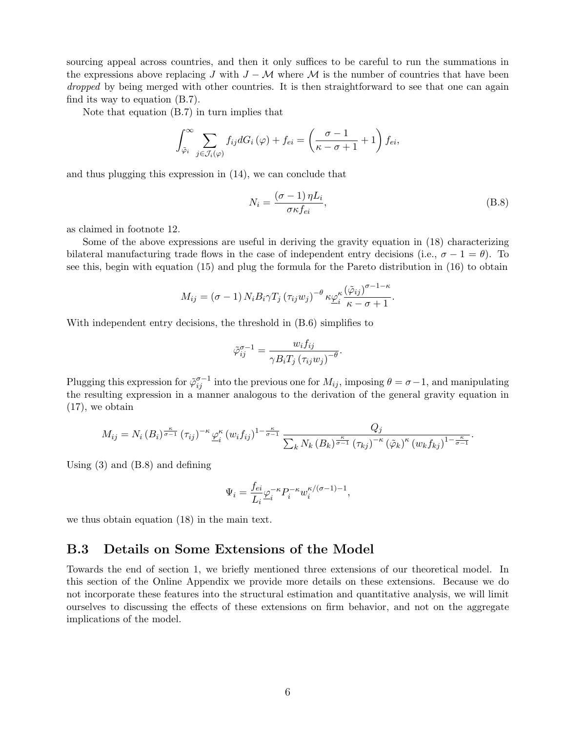sourcing appeal across countries, and then it only suffices to be careful to run the summations in the expressions above replacing $J$ with $J - \mathcal{M}$ where $\mathcal{M}$ is the number of countries that have been *dropped* by being merged with other countries. It is then straightforward to see that one can again find its way to equation (B.7).

Note that equation (B.7) in turn implies that

$$\int_{\tilde{\varphi}_i}^{\infty} \sum_{j \in \mathcal{J}_i(\varphi)} f_{ij} dG_i(\varphi) + f_{ei} = \left( \frac{\sigma - 1}{\kappa - \sigma + 1} + 1 \right) f_{ei},$$

and thus plugging this expression in (14), we can conclude that

$$N_i = \frac{(\sigma - 1)\, \eta L_i}{\sigma \kappa f_{ei}}, \tag{B.8}$$

as claimed in footnote 12.

Some of the above expressions are useful in deriving the gravity equation in (18) characterizing bilateral manufacturing trade flows in the case of independent entry decisions (i.e., $\sigma - 1 = \theta$). To see this, begin with equation (15) and plug the formula for the Pareto distribution in (16) to obtain

$$M_{ij} = (\sigma - 1)\, N_i B_i \gamma T_j (\tau_{ij} w_j)^{-\theta} \kappa \underline{\varphi}_i^{\kappa} \frac{(\tilde{\varphi}_{ij})^{\sigma - 1 - \kappa}}{\kappa - \sigma + 1}.$$

With independent entry decisions, the threshold in (B.6) simplifies to

$$\tilde{\varphi}_{ij}^{\sigma - 1} = \frac{w_i f_{ij}}{\gamma B_i T_j (\tau_{ij} w_j)^{-\theta}}.$$

Plugging this expression for $\tilde{\varphi}_{ij}^{\sigma-1}$ into the previous one for $M_{ij}$, imposing $\theta = \sigma - 1$, and manipulating the resulting expression in a manner analogous to the derivation of the general gravity equation in (17), we obtain

$$M_{ij} = N_i (B_i)^{\frac{\kappa}{\sigma - 1}} (\tau_{ij})^{-\kappa} \underline{\varphi}_i^{\kappa} (w_i f_{ij})^{1 - \frac{\kappa}{\sigma - 1}} \frac{Q_j}{\sum_k N_k (B_k)^{\frac{\kappa}{\sigma - 1}} (\tau_{kj})^{-\kappa} (\tilde{\varphi}_k)^{\kappa} (w_k f_{kj})^{1 - \frac{\kappa}{\sigma - 1}}}.$$

Using (3) and (B.8) and defining

$$\Psi_i = \frac{f_{ei}}{L_i} \underline{\varphi}_i^{-\kappa} P_i^{-\kappa} w_i^{\kappa/(\sigma - 1) - 1},$$

we thus obtain equation (18) in the main text.

## B.3 Details on Some Extensions of the Model

Towards the end of section 1, we briefly mentioned three extensions of our theoretical model. In this section of the Online Appendix we provide more details on these extensions. Because we do not incorporate these features into the structural estimation and quantitative analysis, we will limit ourselves to discussing the effects of these extensions on firm behavior, and not on the aggregate implications of the model.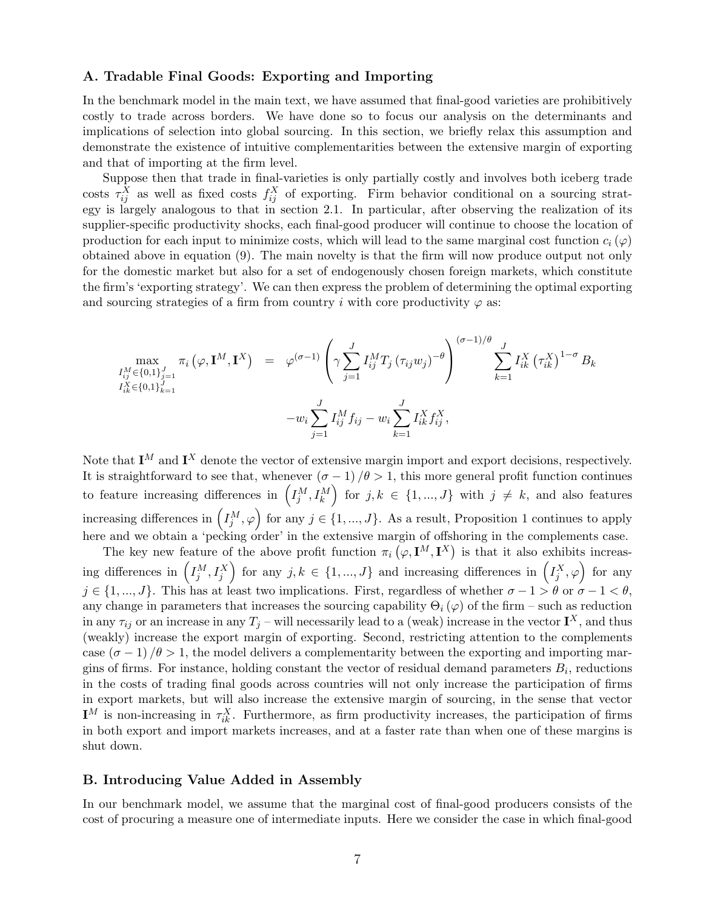### A. Tradable Final Goods: Exporting and Importing

In the benchmark model in the main text, we have assumed that final-good varieties are prohibitively costly to trade across borders. We have done so to focus our analysis on the determinants and implications of selection into global sourcing. In this section, we briefly relax this assumption and demonstrate the existence of intuitive complementarities between the extensive margin of exporting and that of importing at the firm level.

Suppose then that trade in final-varieties is only partially costly and involves both iceberg trade costs $\tau_{ij}^X$ as well as fixed costs $f_{ij}^X$ of exporting. Firm behavior conditional on a sourcing strategy is largely analogous to that in section 2.1. In particular, after observing the realization of its supplier-specific productivity shocks, each final-good producer will continue to choose the location of production for each input to minimize costs, which will lead to the same marginal cost function $c_i(\varphi)$ obtained above in equation (9). The main novelty is that the firm will now produce output not only for the domestic market but also for a set of endogenously chosen foreign markets, which constitute the firm's 'exporting strategy'. We can then express the problem of determining the optimal exporting and sourcing strategies of a firm from country $i$ with core productivity $\varphi$ as:

$$\begin{aligned}\max_{\substack{I_{ij}^M \in \{0,1\}_{j=1}^J \\ I_{ik}^X \in \{0,1\}_{k=1}^J}} \pi_i\left(\varphi, \mathbf{I}^M, \mathbf{I}^X\right) \;&=\; \varphi^{(\sigma-1)}\left(\gamma \sum_{j=1}^J I_{ij}^M T_j \left(\tau_{ij} w_j\right)^{-\theta}\right)^{(\sigma-1)/\theta} \sum_{k=1}^J I_{ik}^X \left(\tau_{ik}^X\right)^{1-\sigma} B_k \\ &\quad - w_i \sum_{j=1}^J I_{ij}^M f_{ij} - w_i \sum_{k=1}^J I_{ik}^X f_{ij}^X,\end{aligned}$$

Note that $\mathbf{I}^M$ and $\mathbf{I}^X$ denote the vector of extensive margin import and export decisions, respectively. It is straightforward to see that, whenever $(\sigma-1)/\theta > 1$, this more general profit function continues to feature increasing differences in $\left(I_j^M, I_k^M\right)$ for $j, k \in \{1, ..., J\}$ with $j \neq k$, and also features increasing differences in $\left(I_j^M, \varphi\right)$ for any $j \in \{1, ..., J\}$. As a result, Proposition 1 continues to apply here and we obtain a 'pecking order' in the extensive margin of offshoring in the complements case.

The key new feature of the above profit function $\pi_i\left(\varphi, \mathbf{I}^M, \mathbf{I}^X\right)$ is that it also exhibits increasing differences in $\left(I_j^M, I_j^X\right)$ for any $j, k \in \{1, ..., J\}$ and increasing differences in $\left(I_j^X, \varphi\right)$ for any $j \in \{1, ..., J\}$. This has at least two implications. First, regardless of whether $\sigma - 1 > \theta$ or $\sigma - 1 < \theta$, any change in parameters that increases the sourcing capability $\Theta_i(\varphi)$ of the firm – such as reduction in any $\tau_{ij}$ or an increase in any $T_j$ – will necessarily lead to a (weak) increase in the vector $\mathbf{I}^X$, and thus (weakly) increase the export margin of exporting. Second, restricting attention to the complements case $(\sigma-1)/\theta > 1$, the model delivers a complementarity between the exporting and importing margins of firms. For instance, holding constant the vector of residual demand parameters $B_i$, reductions in the costs of trading final goods across countries will not only increase the participation of firms in export markets, but will also increase the extensive margin of sourcing, in the sense that vector $\mathbf{I}^M$ is non-increasing in $\tau_{ik}^X$. Furthermore, as firm productivity increases, the participation of firms in both export and import markets increases, and at a faster rate than when one of these margins is shut down.

### B. Introducing Value Added in Assembly

In our benchmark model, we assume that the marginal cost of final-good producers consists of the cost of procuring a measure one of intermediate inputs. Here we consider the case in which final-good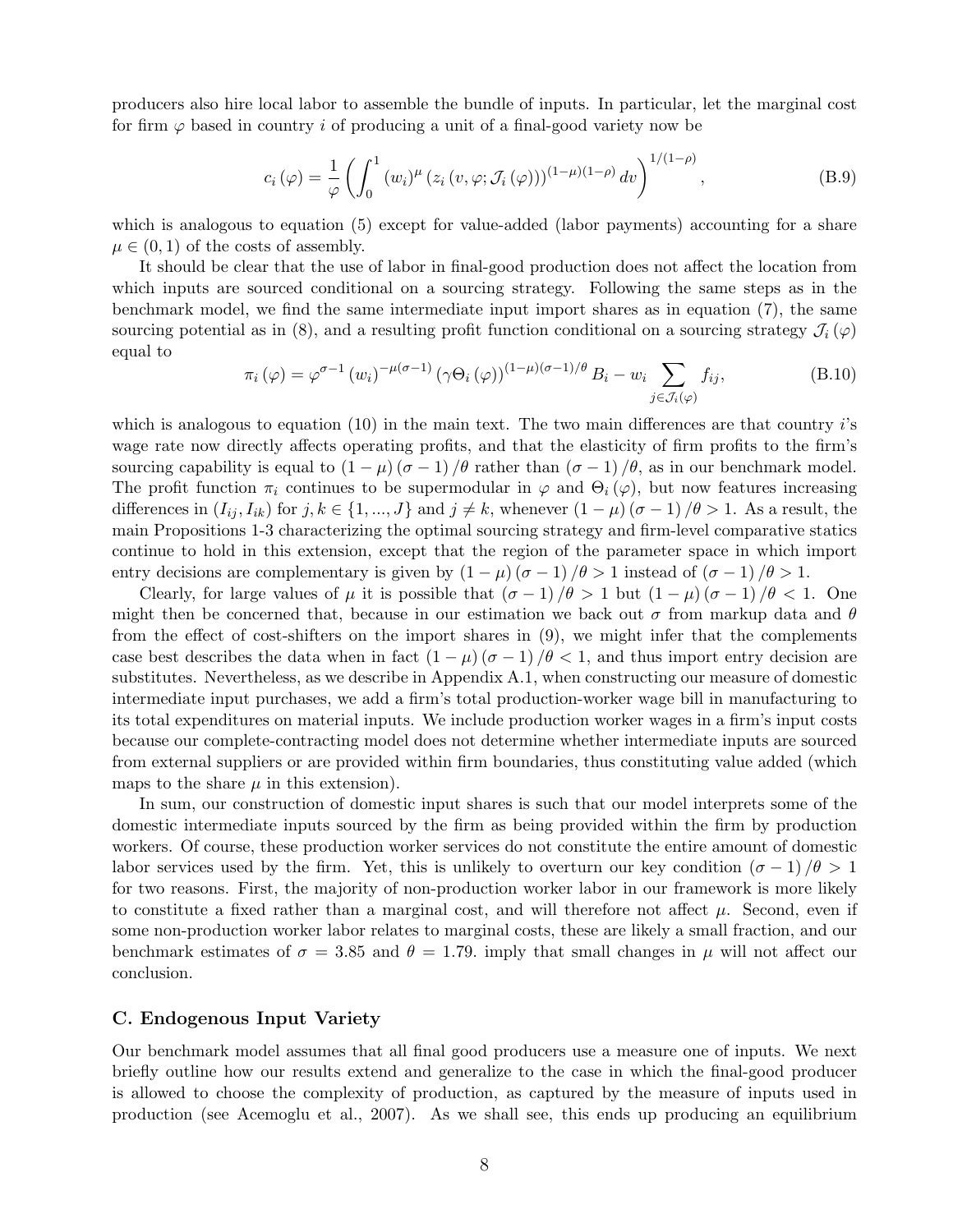producers also hire local labor to assemble the bundle of inputs. In particular, let the marginal cost for firm $\varphi$ based in country $i$ of producing a unit of a final-good variety now be

$$c_i(\varphi) = \frac{1}{\varphi}\left(\int_0^1 (w_i)^{\mu} \left(z_i\left(v, \varphi; \mathcal{J}_i(\varphi)\right)\right)^{(1-\mu)(1-\rho)} dv\right)^{1/(1-\rho)}, \tag{B.9}$$

which is analogous to equation (5) except for value-added (labor payments) accounting for a share $\mu \in (0,1)$ of the costs of assembly.

It should be clear that the use of labor in final-good production does not affect the location from which inputs are sourced conditional on a sourcing strategy. Following the same steps as in the benchmark model, we find the same intermediate input import shares as in equation (7), the same sourcing potential as in (8), and a resulting profit function conditional on a sourcing strategy $\mathcal{J}_i(\varphi)$ equal to

$$\pi_i(\varphi) = \varphi^{\sigma-1} (w_i)^{-\mu(\sigma-1)} \left(\gamma \Theta_i(\varphi)\right)^{(1-\mu)(\sigma-1)/\theta} B_i - w_i \sum_{j \in \mathcal{J}_i(\varphi)} f_{ij}, \tag{B.10}$$

which is analogous to equation (10) in the main text. The two main differences are that country $i$'s wage rate now directly affects operating profits, and that the elasticity of firm profits to the firm's sourcing capability is equal to $(1-\mu)(\sigma-1)/\theta$ rather than $(\sigma-1)/\theta$, as in our benchmark model. The profit function $\pi_i$ continues to be supermodular in $\varphi$ and $\Theta_i(\varphi)$, but now features increasing differences in $(I_{ij}, I_{ik})$ for $j, k \in \{1, ..., J\}$ and $j \neq k$, whenever $(1-\mu)(\sigma-1)/\theta > 1$. As a result, the main Propositions 1-3 characterizing the optimal sourcing strategy and firm-level comparative statics continue to hold in this extension, except that the region of the parameter space in which import entry decisions are complementary is given by $(1-\mu)(\sigma-1)/\theta > 1$ instead of $(\sigma-1)/\theta > 1$.

Clearly, for large values of $\mu$ it is possible that $(\sigma-1)/\theta > 1$ but $(1-\mu)(\sigma-1)/\theta < 1$. One might then be concerned that, because in our estimation we back out $\sigma$ from markup data and $\theta$ from the effect of cost-shifters on the import shares in (9), we might infer that the complements case best describes the data when in fact $(1-\mu)(\sigma-1)/\theta < 1$, and thus import entry decision are substitutes. Nevertheless, as we describe in Appendix A.1, when constructing our measure of domestic intermediate input purchases, we add a firm's total production-worker wage bill in manufacturing to its total expenditures on material inputs. We include production worker wages in a firm's input costs because our complete-contracting model does not determine whether intermediate inputs are sourced from external suppliers or are provided within firm boundaries, thus constituting value added (which maps to the share $\mu$ in this extension).

In sum, our construction of domestic input shares is such that our model interprets some of the domestic intermediate inputs sourced by the firm as being provided within the firm by production workers. Of course, these production worker services do not constitute the entire amount of domestic labor services used by the firm. Yet, this is unlikely to overturn our key condition $(\sigma-1)/\theta > 1$ for two reasons. First, the majority of non-production worker labor in our framework is more likely to constitute a fixed rather than a marginal cost, and will therefore not affect $\mu$. Second, even if some non-production worker labor relates to marginal costs, these are likely a small fraction, and our benchmark estimates of $\sigma = 3.85$ and $\theta = 1.79$. imply that small changes in $\mu$ will not affect our conclusion.

## C. Endogenous Input Variety

Our benchmark model assumes that all final good producers use a measure one of inputs. We next briefly outline how our results extend and generalize to the case in which the final-good producer is allowed to choose the complexity of production, as captured by the measure of inputs used in production (see Acemoglu et al., 2007). As we shall see, this ends up producing an equilibrium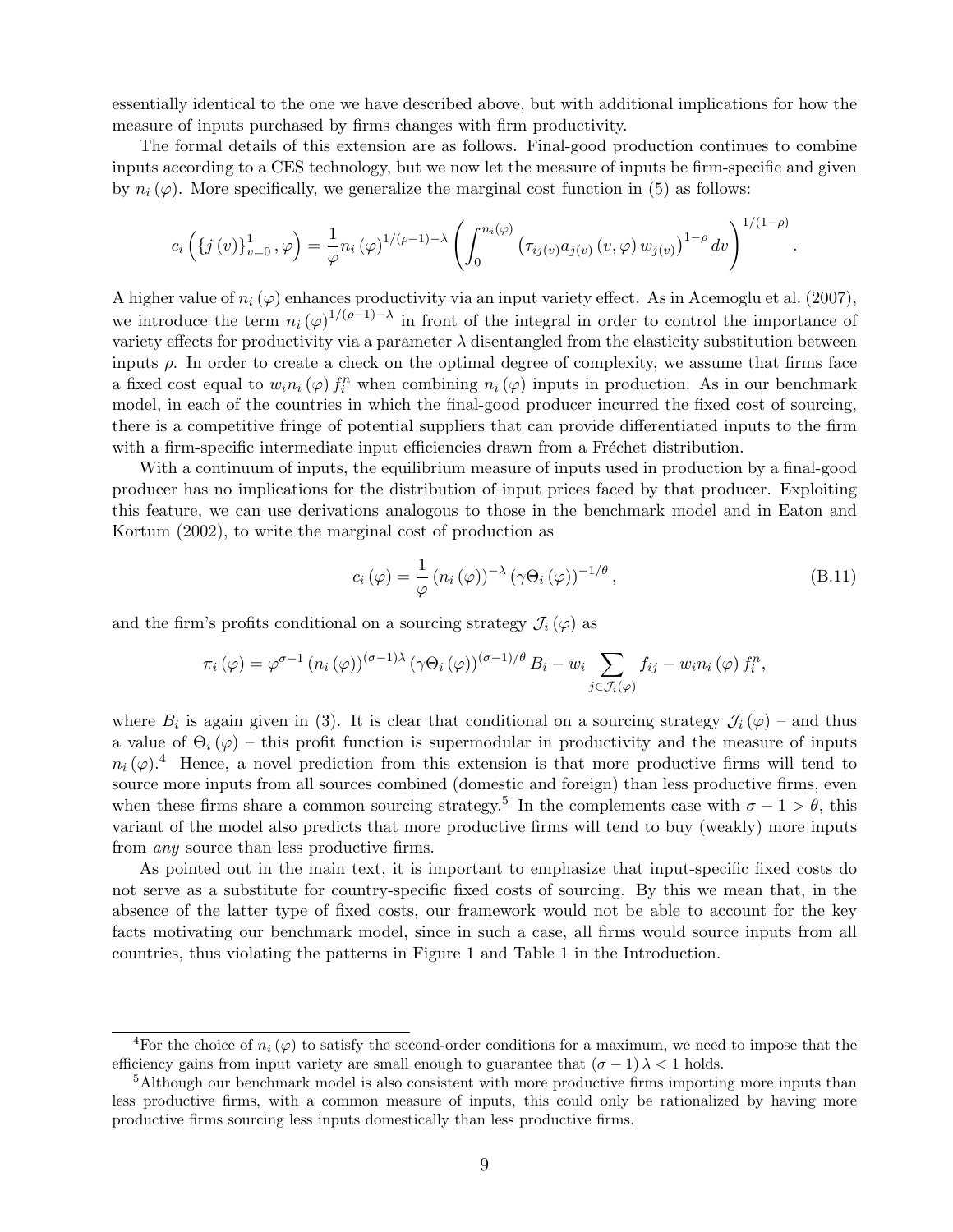essentially identical to the one we have described above, but with additional implications for how the measure of inputs purchased by firms changes with firm productivity.

The formal details of this extension are as follows. Final-good production continues to combine inputs according to a CES technology, but we now let the measure of inputs be firm-specific and given by $n_i(\varphi)$. More specifically, we generalize the marginal cost function in (5) as follows:

$$c_i\left(\{j(v)\}_{v=0}^{1}, \varphi\right) = \frac{1}{\varphi} n_i(\varphi)^{1/(\rho-1)-\lambda} \left( \int_0^{n_i(\varphi)} \left( \tau_{ij(v)} a_{j(v)}(v, \varphi) w_{j(v)} \right)^{1-\rho} dv \right)^{1/(1-\rho)}.$$

A higher value of $n_i(\varphi)$ enhances productivity via an input variety effect. As in Acemoglu et al. (2007), we introduce the term $n_i(\varphi)^{1/(\rho-1)-\lambda}$ in front of the integral in order to control the importance of variety effects for productivity via a parameter $\lambda$ disentangled from the elasticity substitution between inputs $\rho$. In order to create a check on the optimal degree of complexity, we assume that firms face a fixed cost equal to $w_i n_i(\varphi) f_i^n$ when combining $n_i(\varphi)$ inputs in production. As in our benchmark model, in each of the countries in which the final-good producer incurred the fixed cost of sourcing, there is a competitive fringe of potential suppliers that can provide differentiated inputs to the firm with a firm-specific intermediate input efficiencies drawn from a Fréchet distribution.

With a continuum of inputs, the equilibrium measure of inputs used in production by a final-good producer has no implications for the distribution of input prices faced by that producer. Exploiting this feature, we can use derivations analogous to those in the benchmark model and in Eaton and Kortum (2002), to write the marginal cost of production as

$$c_i(\varphi) = \frac{1}{\varphi} (n_i(\varphi))^{-\lambda} (\gamma \Theta_i(\varphi))^{-1/\theta}, \tag{B.11}$$

and the firm's profits conditional on a sourcing strategy $\mathcal{J}_i(\varphi)$ as

$$\pi_i(\varphi) = \varphi^{\sigma-1} (n_i(\varphi))^{(\sigma-1)\lambda} (\gamma \Theta_i(\varphi))^{(\sigma-1)/\theta} B_i - w_i \sum_{j \in \mathcal{J}_i(\varphi)} f_{ij} - w_i n_i(\varphi) f_i^n,$$

where $B_i$ is again given in (3). It is clear that conditional on a sourcing strategy $\mathcal{J}_i(\varphi)$ – and thus a value of $\Theta_i(\varphi)$ – this profit function is supermodular in productivity and the measure of inputs $n_i(\varphi)$.[4] Hence, a novel prediction from this extension is that more productive firms will tend to source more inputs from all sources combined (domestic and foreign) than less productive firms, even when these firms share a common sourcing strategy.[5] In the complements case with $\sigma - 1 > \theta$, this variant of the model also predicts that more productive firms will tend to buy (weakly) more inputs from *any* source than less productive firms.

As pointed out in the main text, it is important to emphasize that input-specific fixed costs do not serve as a substitute for country-specific fixed costs of sourcing. By this we mean that, in the absence of the latter type of fixed costs, our framework would not be able to account for the key facts motivating our benchmark model, since in such a case, all firms would source inputs from all countries, thus violating the patterns in Figure 1 and Table 1 in the Introduction.

---

[4] For the choice of $n_i(\varphi)$ to satisfy the second-order conditions for a maximum, we need to impose that the efficiency gains from input variety are small enough to guarantee that $(\sigma - 1)\lambda < 1$ holds.

[5] Although our benchmark model is also consistent with more productive firms importing more inputs than less productive firms, with a common measure of inputs, this could only be rationalized by having more productive firms sourcing less inputs domestically than less productive firms.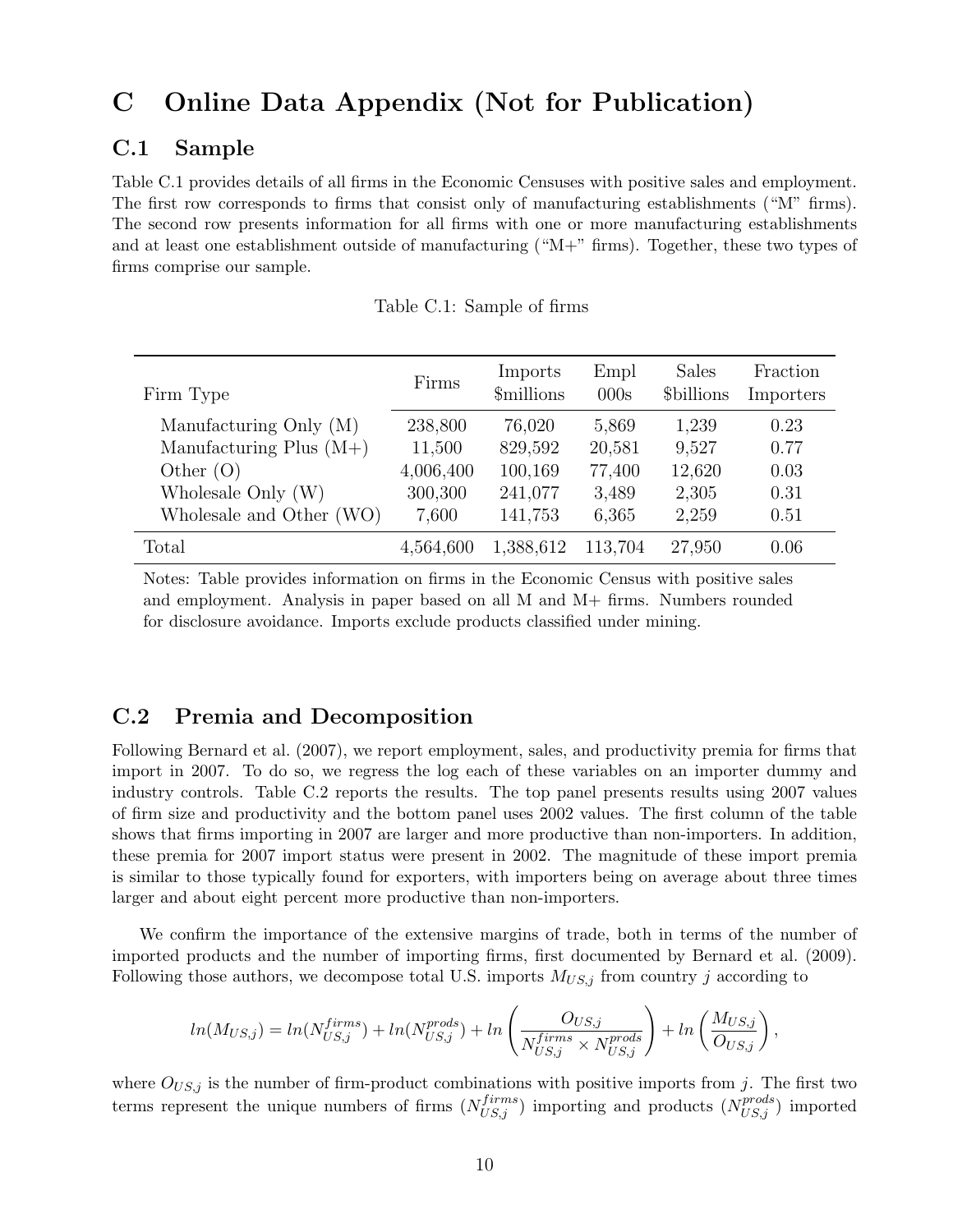# C Online Data Appendix (Not for Publication)

## C.1 Sample

Table C.1 provides details of all firms in the Economic Censuses with positive sales and employment. The first row corresponds to firms that consist only of manufacturing establishments ("M" firms). The second row presents information for all firms with one or more manufacturing establishments and at least one establishment outside of manufacturing ("M+" firms). Together, these two types of firms comprise our sample.

Table C.1: Sample of firms

| Firm Type | Firms | Imports $millions | Empl 000s | Sales $billions | Fraction Importers |
|---|---|---|---|---|---|
| Manufacturing Only (M) | 238,800 | 76,020 | 5,869 | 1,239 | 0.23 |
| Manufacturing Plus (M+) | 11,500 | 829,592 | 20,581 | 9,527 | 0.77 |
| Other (O) | 4,006,400 | 100,169 | 77,400 | 12,620 | 0.03 |
| Wholesale Only (W) | 300,300 | 241,077 | 3,489 | 2,305 | 0.31 |
| Wholesale and Other (WO) | 7,600 | 141,753 | 6,365 | 2,259 | 0.51 |
| Total | 4,564,600 | 1,388,612 | 113,704 | 27,950 | 0.06 |

Notes: Table provides information on firms in the Economic Census with positive sales and employment. Analysis in paper based on all M and M+ firms. Numbers rounded for disclosure avoidance. Imports exclude products classified under mining.

## C.2 Premia and Decomposition

Following Bernard et al. (2007), we report employment, sales, and productivity premia for firms that import in 2007. To do so, we regress the log each of these variables on an importer dummy and industry controls. Table C.2 reports the results. The top panel presents results using 2007 values of firm size and productivity and the bottom panel uses 2002 values. The first column of the table shows that firms importing in 2007 are larger and more productive than non-importers. In addition, these premia for 2007 import status were present in 2002. The magnitude of these import premia is similar to those typically found for exporters, with importers being on average about three times larger and about eight percent more productive than non-importers.

We confirm the importance of the extensive margins of trade, both in terms of the number of imported products and the number of importing firms, first documented by Bernard et al. (2009). Following those authors, we decompose total U.S. imports $M_{US,j}$ from country $j$ according to

$$ln(M_{US,j}) = ln(N_{US,j}^{firms}) + ln(N_{US,j}^{prods}) + ln\left(\frac{O_{US,j}}{N_{US,j}^{firms} \times N_{US,j}^{prods}}\right) + ln\left(\frac{M_{US,j}}{O_{US,j}}\right),$$

where $O_{US,j}$ is the number of firm-product combinations with positive imports from $j$. The first two terms represent the unique numbers of firms ($N_{US,j}^{firms}$) importing and products ($N_{US,j}^{prods}$) imported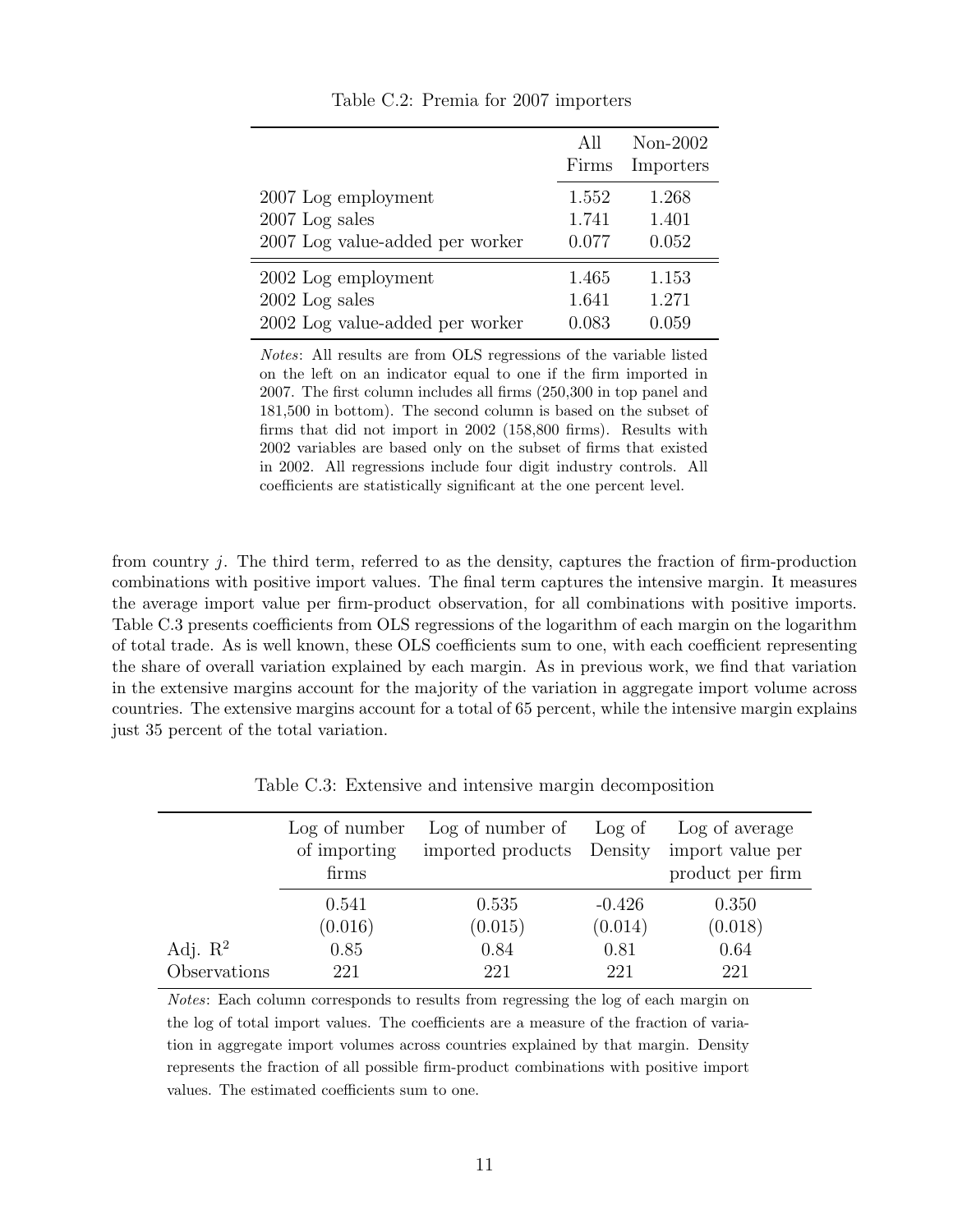Table C.2: Premia for 2007 importers

| | All Firms | Non-2002 Importers |
|---|---|---|
| 2007 Log employment | 1.552 | 1.268 |
| 2007 Log sales | 1.741 | 1.401 |
| 2007 Log value-added per worker | 0.077 | 0.052 |
| 2002 Log employment | 1.465 | 1.153 |
| 2002 Log sales | 1.641 | 1.271 |
| 2002 Log value-added per worker | 0.083 | 0.059 |

*Notes*: All results are from OLS regressions of the variable listed on the left on an indicator equal to one if the firm imported in 2007. The first column includes all firms (250,300 in top panel and 181,500 in bottom). The second column is based on the subset of firms that did not import in 2002 (158,800 firms). Results with 2002 variables are based only on the subset of firms that existed in 2002. All regressions include four digit industry controls. All coefficients are statistically significant at the one percent level.

from country $j$. The third term, referred to as the density, captures the fraction of firm-production combinations with positive import values. The final term captures the intensive margin. It measures the average import value per firm-product observation, for all combinations with positive imports. Table C.3 presents coefficients from OLS regressions of the logarithm of each margin on the logarithm of total trade. As is well known, these OLS coefficients sum to one, with each coefficient representing the share of overall variation explained by each margin. As in previous work, we find that variation in the extensive margins account for the majority of the variation in aggregate import volume across countries. The extensive margins account for a total of 65 percent, while the intensive margin explains just 35 percent of the total variation.

Table C.3: Extensive and intensive margin decomposition

| | Log of number of importing firms | Log of number of imported products | Log of Density | Log of average import value per product per firm |
|---|---|---|---|---|
| | 0.541 | 0.535 | -0.426 | 0.350 |
| | (0.016) | (0.015) | (0.014) | (0.018) |
| Adj. $R^2$ | 0.85 | 0.84 | 0.81 | 0.64 |
| Observations | 221 | 221 | 221 | 221 |

*Notes*: Each column corresponds to results from regressing the log of each margin on the log of total import values. The coefficients are a measure of the fraction of variation in aggregate import volumes across countries explained by that margin. Density represents the fraction of all possible firm-product combinations with positive import values. The estimated coefficients sum to one.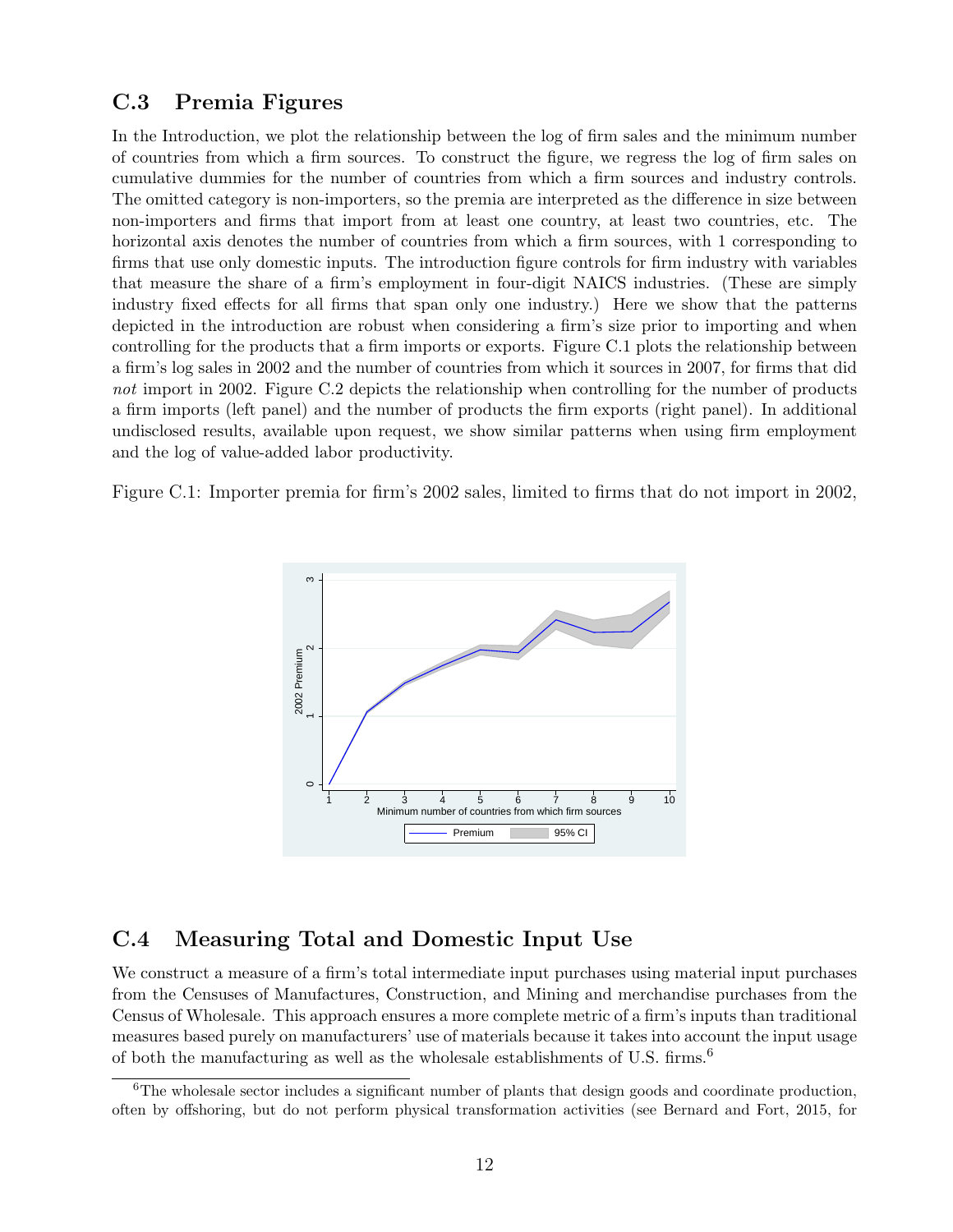## C.3 Premia Figures

In the Introduction, we plot the relationship between the log of firm sales and the minimum number of countries from which a firm sources. To construct the figure, we regress the log of firm sales on cumulative dummies for the number of countries from which a firm sources and industry controls. The omitted category is non-importers, so the premia are interpreted as the difference in size between non-importers and firms that import from at least one country, at least two countries, etc. The horizontal axis denotes the number of countries from which a firm sources, with 1 corresponding to firms that use only domestic inputs. The introduction figure controls for firm industry with variables that measure the share of a firm's employment in four-digit NAICS industries. (These are simply industry fixed effects for all firms that span only one industry.) Here we show that the patterns depicted in the introduction are robust when considering a firm's size prior to importing and when controlling for the products that a firm imports or exports. Figure C.1 plots the relationship between a firm's log sales in 2002 and the number of countries from which it sources in 2007, for firms that did *not* import in 2002. Figure C.2 depicts the relationship when controlling for the number of products a firm imports (left panel) and the number of products the firm exports (right panel). In additional undisclosed results, available upon request, we show similar patterns when using firm employment and the log of value-added labor productivity.

Figure C.1: Importer premia for firm's 2002 sales, limited to firms that do not import in 2002,

## C.4 Measuring Total and Domestic Input Use

We construct a measure of a firm's total intermediate input purchases using material input purchases from the Censuses of Manufactures, Construction, and Mining and merchandise purchases from the Census of Wholesale. This approach ensures a more complete metric of a firm's inputs than traditional measures based purely on manufacturers' use of materials because it takes into account the input usage of both the manufacturing as well as the wholesale establishments of U.S. firms.[6]

[6]The wholesale sector includes a significant number of plants that design goods and coordinate production, often by offshoring, but do not perform physical transformation activities (see Bernard and Fort, 2015, for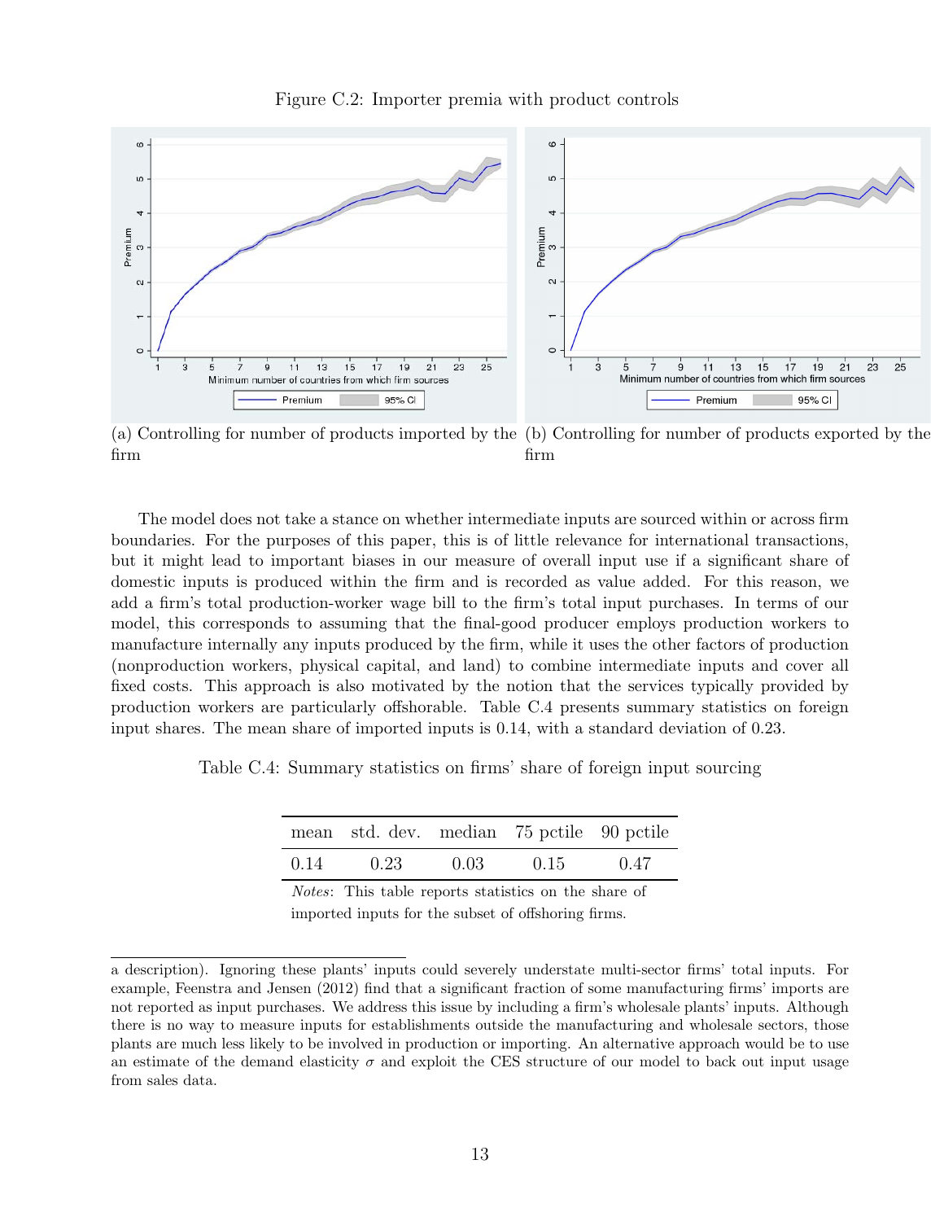Figure C.2: Importer premia with product controls

(a) Controlling for number of products imported by the firm

(b) Controlling for number of products exported by the firm

The model does not take a stance on whether intermediate inputs are sourced within or across firm boundaries. For the purposes of this paper, this is of little relevance for international transactions, but it might lead to important biases in our measure of overall input use if a significant share of domestic inputs is produced within the firm and is recorded as value added. For this reason, we add a firm's total production-worker wage bill to the firm's total input purchases. In terms of our model, this corresponds to assuming that the final-good producer employs production workers to manufacture internally any inputs produced by the firm, while it uses the other factors of production (nonproduction workers, physical capital, and land) to combine intermediate inputs and cover all fixed costs. This approach is also motivated by the notion that the services typically provided by production workers are particularly offshorable. Table C.4 presents summary statistics on foreign input shares. The mean share of imported inputs is 0.14, with a standard deviation of 0.23.

Table C.4: Summary statistics on firms' share of foreign input sourcing

| mean | std. dev. | median | 75 pctile | 90 pctile |
|---|---|---|---|---|
| 0.14 | 0.23 | 0.03 | 0.15 | 0.47 |

*Notes*: This table reports statistics on the share of imported inputs for the subset of offshoring firms.

a description). Ignoring these plants' inputs could severely understate multi-sector firms' total inputs. For example, Feenstra and Jensen (2012) find that a significant fraction of some manufacturing firms' imports are not reported as input purchases. We address this issue by including a firm's wholesale plants' inputs. Although there is no way to measure inputs for establishments outside the manufacturing and wholesale sectors, those plants are much less likely to be involved in production or importing. An alternative approach would be to use an estimate of the demand elasticity $\sigma$ and exploit the CES structure of our model to back out input usage from sales data.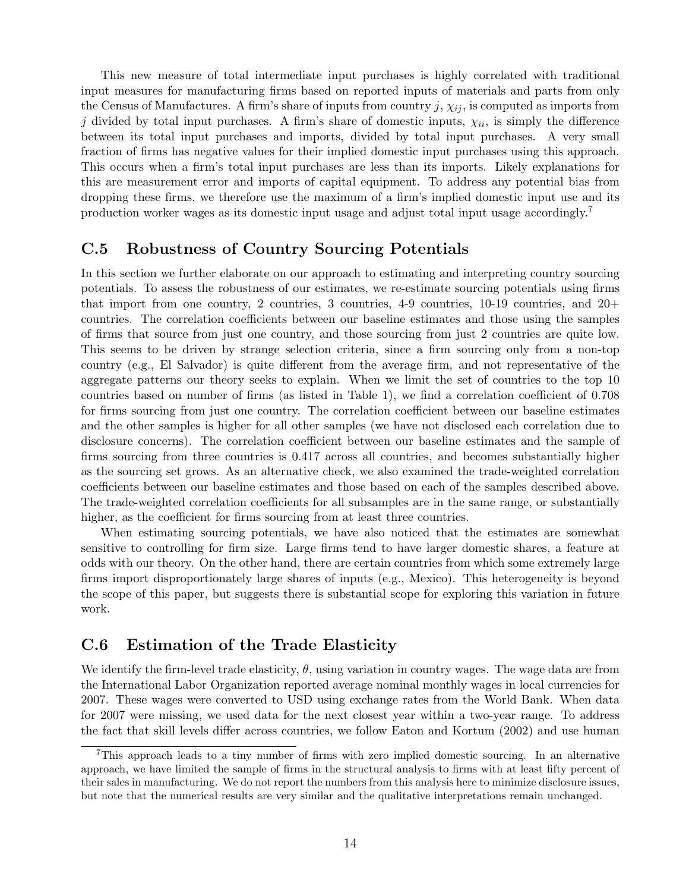This new measure of total intermediate input purchases is highly correlated with traditional input measures for manufacturing firms based on reported inputs of materials and parts from only the Census of Manufactures. A firm's share of inputs from country $j$, $\chi_{ij}$, is computed as imports from $j$ divided by total input purchases. A firm's share of domestic inputs, $\chi_{ii}$, is simply the difference between its total input purchases and imports, divided by total input purchases. A very small fraction of firms has negative values for their implied domestic input purchases using this approach. This occurs when a firm's total input purchases are less than its imports. Likely explanations for this are measurement error and imports of capital equipment. To address any potential bias from dropping these firms, we therefore use the maximum of a firm's implied domestic input use and its production worker wages as its domestic input usage and adjust total input usage accordingly.[7]

## C.5 Robustness of Country Sourcing Potentials

In this section we further elaborate on our approach to estimating and interpreting country sourcing potentials. To assess the robustness of our estimates, we re-estimate sourcing potentials using firms that import from one country, 2 countries, 3 countries, 4-9 countries, 10-19 countries, and 20+ countries. The correlation coefficients between our baseline estimates and those using the samples of firms that source from just one country, and those sourcing from just 2 countries are quite low. This seems to be driven by strange selection criteria, since a firm sourcing only from a non-top country (e.g., El Salvador) is quite different from the average firm, and not representative of the aggregate patterns our theory seeks to explain. When we limit the set of countries to the top 10 countries based on number of firms (as listed in Table 1), we find a correlation coefficient of 0.708 for firms sourcing from just one country. The correlation coefficient between our baseline estimates and the other samples is higher for all other samples (we have not disclosed each correlation due to disclosure concerns). The correlation coefficient between our baseline estimates and the sample of firms sourcing from three countries is 0.417 across all countries, and becomes substantially higher as the sourcing set grows. As an alternative check, we also examined the trade-weighted correlation coefficients between our baseline estimates and those based on each of the samples described above. The trade-weighted correlation coefficients for all subsamples are in the same range, or substantially higher, as the coefficient for firms sourcing from at least three countries.

When estimating sourcing potentials, we have also noticed that the estimates are somewhat sensitive to controlling for firm size. Large firms tend to have larger domestic shares, a feature at odds with our theory. On the other hand, there are certain countries from which some extremely large firms import disproportionately large shares of inputs (e.g., Mexico). This heterogeneity is beyond the scope of this paper, but suggests there is substantial scope for exploring this variation in future work.

## C.6 Estimation of the Trade Elasticity

We identify the firm-level trade elasticity, $\theta$, using variation in country wages. The wage data are from the International Labor Organization reported average nominal monthly wages in local currencies for 2007. These wages were converted to USD using exchange rates from the World Bank. When data for 2007 were missing, we used data for the next closest year within a two-year range. To address the fact that skill levels differ across countries, we follow Eaton and Kortum (2002) and use human

[7] This approach leads to a tiny number of firms with zero implied domestic sourcing. In an alternative approach, we have limited the sample of firms in the structural analysis to firms with at least fifty percent of their sales in manufacturing. We do not report the numbers from this analysis here to minimize disclosure issues, but note that the numerical results are very similar and the qualitative interpretations remain unchanged.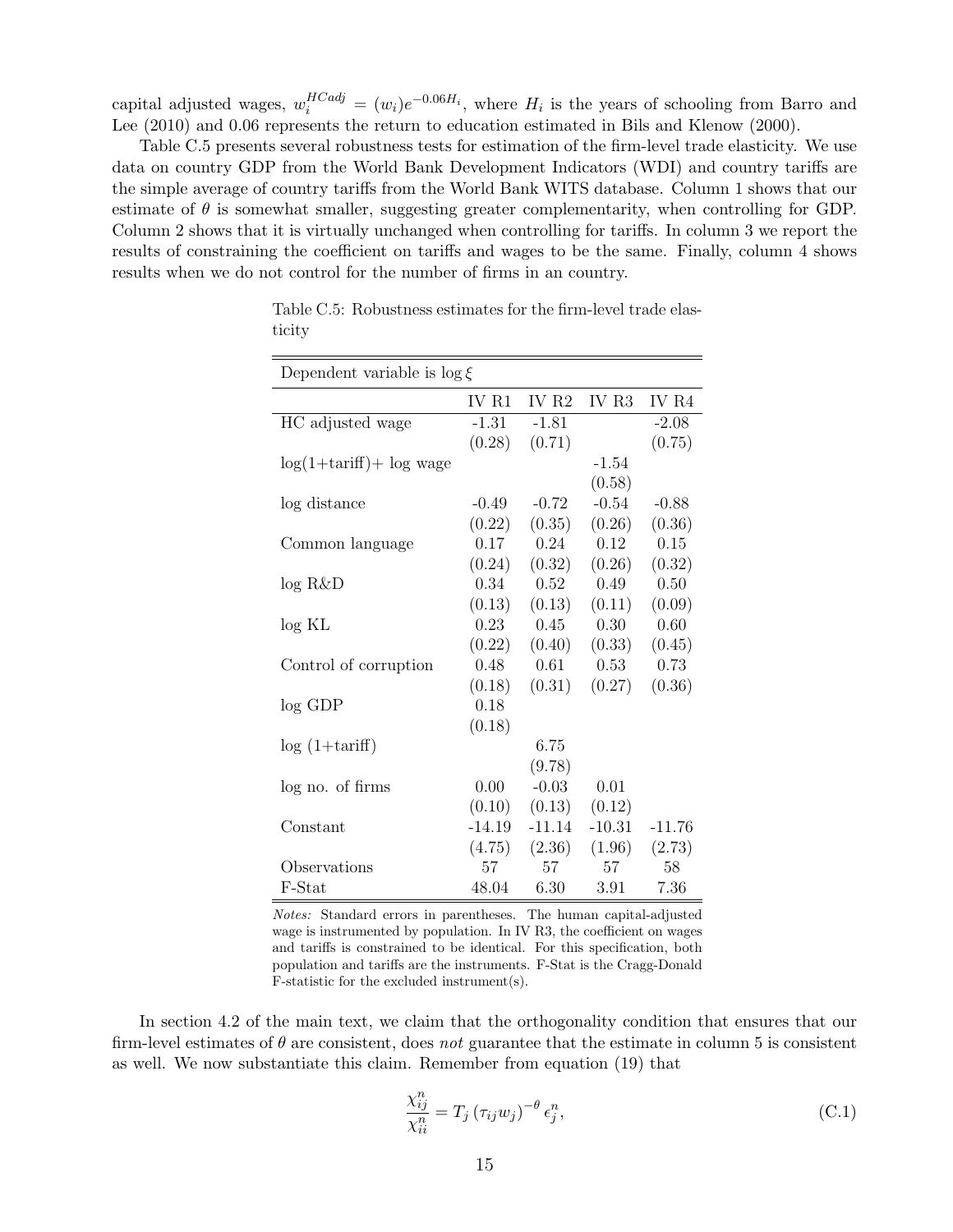capital adjusted wages, $w_i^{HCadj} = (w_i)e^{-0.06H_i}$, where $H_i$ is the years of schooling from Barro and Lee (2010) and 0.06 represents the return to education estimated in Bils and Klenow (2000).

Table C.5 presents several robustness tests for estimation of the firm-level trade elasticity. We use data on country GDP from the World Bank Development Indicators (WDI) and country tariffs are the simple average of country tariffs from the World Bank WITS database. Column 1 shows that our estimate of $\theta$ is somewhat smaller, suggesting greater complementarity, when controlling for GDP. Column 2 shows that it is virtually unchanged when controlling for tariffs. In column 3 we report the results of constraining the coefficient on tariffs and wages to be the same. Finally, column 4 shows results when we do not control for the number of firms in an country.

Table C.5: Robustness estimates for the firm-level trade elasticity

| Dependent variable is $\log \xi$ | | | | |
|---|---|---|---|---|
| | IV R1 | IV R2 | IV R3 | IV R4 |
| HC adjusted wage | -1.31 | -1.81 | | -2.08 |
| | (0.28) | (0.71) | | (0.75) |
| log(1+tariff)+ log wage | | | -1.54 | |
| | | | (0.58) | |
| log distance | -0.49 | -0.72 | -0.54 | -0.88 |
| | (0.22) | (0.35) | (0.26) | (0.36) |
| Common language | 0.17 | 0.24 | 0.12 | 0.15 |
| | (0.24) | (0.32) | (0.26) | (0.32) |
| log R&D | 0.34 | 0.52 | 0.49 | 0.50 |
| | (0.13) | (0.13) | (0.11) | (0.09) |
| log KL | 0.23 | 0.45 | 0.30 | 0.60 |
| | (0.22) | (0.40) | (0.33) | (0.45) |
| Control of corruption | 0.48 | 0.61 | 0.53 | 0.73 |
| | (0.18) | (0.31) | (0.27) | (0.36) |
| log GDP | 0.18 | | | |
| | (0.18) | | | |
| log (1+tariff) | | 6.75 | | |
| | | (9.78) | | |
| log no. of firms | 0.00 | -0.03 | 0.01 | |
| | (0.10) | (0.13) | (0.12) | |
| Constant | -14.19 | -11.14 | -10.31 | -11.76 |
| | (4.75) | (2.36) | (1.96) | (2.73) |
| Observations | 57 | 57 | 57 | 58 |
| F-Stat | 48.04 | 6.30 | 3.91 | 7.36 |

*Notes:* Standard errors in parentheses. The human capital-adjusted wage is instrumented by population. In IV R3, the coefficient on wages and tariffs is constrained to be identical. For this specification, both population and tariffs are the instruments. F-Stat is the Cragg-Donald F-statistic for the excluded instrument(s).

In section 4.2 of the main text, we claim that the orthogonality condition that ensures that our firm-level estimates of $\theta$ are consistent, does *not* guarantee that the estimate in column 5 is consistent as well. We now substantiate this claim. Remember from equation (19) that

$$\frac{\chi_{ij}^n}{\chi_{ii}^n} = T_j \left(\tau_{ij} w_j\right)^{-\theta} \epsilon_j^n, \tag{C.1}$$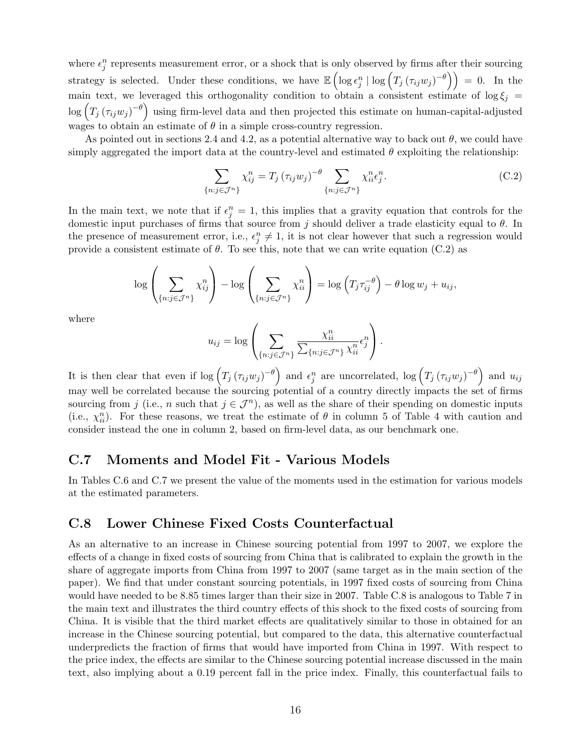where $\epsilon_j^n$ represents measurement error, or a shock that is only observed by firms after their sourcing strategy is selected. Under these conditions, we have $\mathbb{E}\left(\log \epsilon_j^n \mid \log\left(T_j\left(\tau_{ij}w_j\right)^{-\theta}\right)\right) = 0$. In the main text, we leveraged this orthogonality condition to obtain a consistent estimate of $\log \xi_j = \log\left(T_j\left(\tau_{ij}w_j\right)^{-\theta}\right)$ using firm-level data and then projected this estimate on human-capital-adjusted wages to obtain an estimate of $\theta$ in a simple cross-country regression.

As pointed out in sections 2.4 and 4.2, as a potential alternative way to back out $\theta$, we could have simply aggregated the import data at the country-level and estimated $\theta$ exploiting the relationship:

$$\sum_{\{n:j\in\mathcal{J}^n\}} \chi_{ij}^n = T_j\left(\tau_{ij}w_j\right)^{-\theta} \sum_{\{n:j\in\mathcal{J}^n\}} \chi_{ii}^n \epsilon_j^n. \tag{C.2}$$

In the main text, we note that if $\epsilon_j^n = 1$, this implies that a gravity equation that controls for the domestic input purchases of firms that source from $j$ should deliver a trade elasticity equal to $\theta$. In the presence of measurement error, i.e., $\epsilon_j^n \neq 1$, it is not clear however that such a regression would provide a consistent estimate of $\theta$. To see this, note that we can write equation (C.2) as

$$\log\left(\sum_{\{n:j\in\mathcal{J}^n\}} \chi_{ij}^n\right) - \log\left(\sum_{\{n:j\in\mathcal{J}^n\}} \chi_{ii}^n\right) = \log\left(T_j\tau_{ij}^{-\theta}\right) - \theta \log w_j + u_{ij},$$

where

$$u_{ij} = \log\left(\sum_{\{n:j\in\mathcal{J}^n\}} \frac{\chi_{ii}^n}{\sum_{\{n:j\in\mathcal{J}^n\}} \chi_{ii}^n} \epsilon_j^n\right).$$

It is then clear that even if $\log\left(T_j\left(\tau_{ij}w_j\right)^{-\theta}\right)$ and $\epsilon_j^n$ are uncorrelated, $\log\left(T_j\left(\tau_{ij}w_j\right)^{-\theta}\right)$ and $u_{ij}$ may well be correlated because the sourcing potential of a country directly impacts the set of firms sourcing from $j$ (i.e., $n$ such that $j \in \mathcal{J}^n$), as well as the share of their spending on domestic inputs (i.e., $\chi_{ii}^n$). For these reasons, we treat the estimate of $\theta$ in column 5 of Table 4 with caution and consider instead the one in column 2, based on firm-level data, as our benchmark one.

## C.7 Moments and Model Fit - Various Models

In Tables C.6 and C.7 we present the value of the moments used in the estimation for various models at the estimated parameters.

## C.8 Lower Chinese Fixed Costs Counterfactual

As an alternative to an increase in Chinese sourcing potential from 1997 to 2007, we explore the effects of a change in fixed costs of sourcing from China that is calibrated to explain the growth in the share of aggregate imports from China from 1997 to 2007 (same target as in the main section of the paper). We find that under constant sourcing potentials, in 1997 fixed costs of sourcing from China would have needed to be 8.85 times larger than their size in 2007. Table C.8 is analogous to Table 7 in the main text and illustrates the third country effects of this shock to the fixed costs of sourcing from China. It is visible that the third market effects are qualitatively similar to those in obtained for an increase in the Chinese sourcing potential, but compared to the data, this alternative counterfactual underpredicts the fraction of firms that would have imported from China in 1997. With respect to the price index, the effects are similar to the Chinese sourcing potential increase discussed in the main text, also implying about a 0.19 percent fall in the price index. Finally, this counterfactual fails to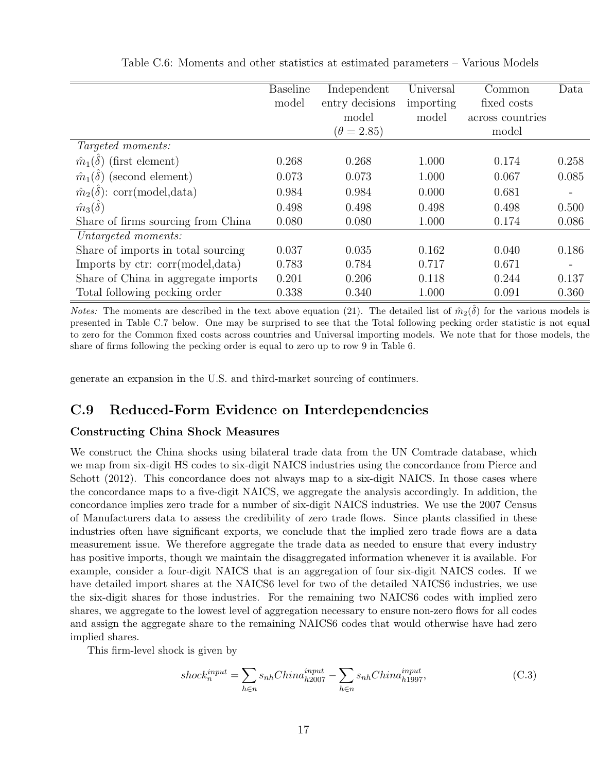Table C.6: Moments and other statistics at estimated parameters – Various Models

| | Baseline model | Independent entry decisions model ($\theta = 2.85$) | Universal importing model | Common fixed costs across countries model | Data |
|---|---|---|---|---|---|
| *Targeted moments:* | | | | | |
| $\hat{m}_1(\hat{\delta})$ (first element) | 0.268 | 0.268 | 1.000 | 0.174 | 0.258 |
| $\hat{m}_1(\hat{\delta})$ (second element) | 0.073 | 0.073 | 1.000 | 0.067 | 0.085 |
| $\hat{m}_2(\hat{\delta})$: corr(model,data) | 0.984 | 0.984 | 0.000 | 0.681 | - |
| $\hat{m}_3(\hat{\delta})$ | 0.498 | 0.498 | 0.498 | 0.498 | 0.500 |
| Share of firms sourcing from China | 0.080 | 0.080 | 1.000 | 0.174 | 0.086 |
| *Untargeted moments:* | | | | | |
| Share of imports in total sourcing | 0.037 | 0.035 | 0.162 | 0.040 | 0.186 |
| Imports by ctr: corr(model,data) | 0.783 | 0.784 | 0.717 | 0.671 | - |
| Share of China in aggregate imports | 0.201 | 0.206 | 0.118 | 0.244 | 0.137 |
| Total following pecking order | 0.338 | 0.340 | 1.000 | 0.091 | 0.360 |

*Notes:* The moments are described in the text above equation (21). The detailed list of $\hat{m}_2(\hat{\delta})$ for the various models is presented in Table C.7 below. One may be surprised to see that the Total following pecking order statistic is not equal to zero for the Common fixed costs across countries and Universal importing models. We note that for those models, the share of firms following the pecking order is equal to zero up to row 9 in Table 6.

generate an expansion in the U.S. and third-market sourcing of continuers.

## C.9 Reduced-Form Evidence on Interdependencies

### Constructing China Shock Measures

We construct the China shocks using bilateral trade data from the UN Comtrade database, which we map from six-digit HS codes to six-digit NAICS industries using the concordance from Pierce and Schott (2012). This concordance does not always map to a six-digit NAICS. In those cases where the concordance maps to a five-digit NAICS, we aggregate the analysis accordingly. In addition, the concordance implies zero trade for a number of six-digit NAICS industries. We use the 2007 Census of Manufacturers data to assess the credibility of zero trade flows. Since plants classified in these industries often have significant exports, we conclude that the implied zero trade flows are a data measurement issue. We therefore aggregate the trade data as needed to ensure that every industry has positive imports, though we maintain the disaggregated information whenever it is available. For example, consider a four-digit NAICS that is an aggregation of four six-digit NAICS codes. If we have detailed import shares at the NAICS6 level for two of the detailed NAICS6 industries, we use the six-digit shares for those industries. For the remaining two NAICS6 codes with implied zero shares, we aggregate to the lowest level of aggregation necessary to ensure non-zero flows for all codes and assign the aggregate share to the remaining NAICS6 codes that would otherwise have had zero implied shares.

This firm-level shock is given by

$$shock_n^{input} = \sum_{h \in n} s_{nh} China_{h2007}^{input} - \sum_{h \in n} s_{nh} China_{h1997}^{input}, \tag{C.3}$$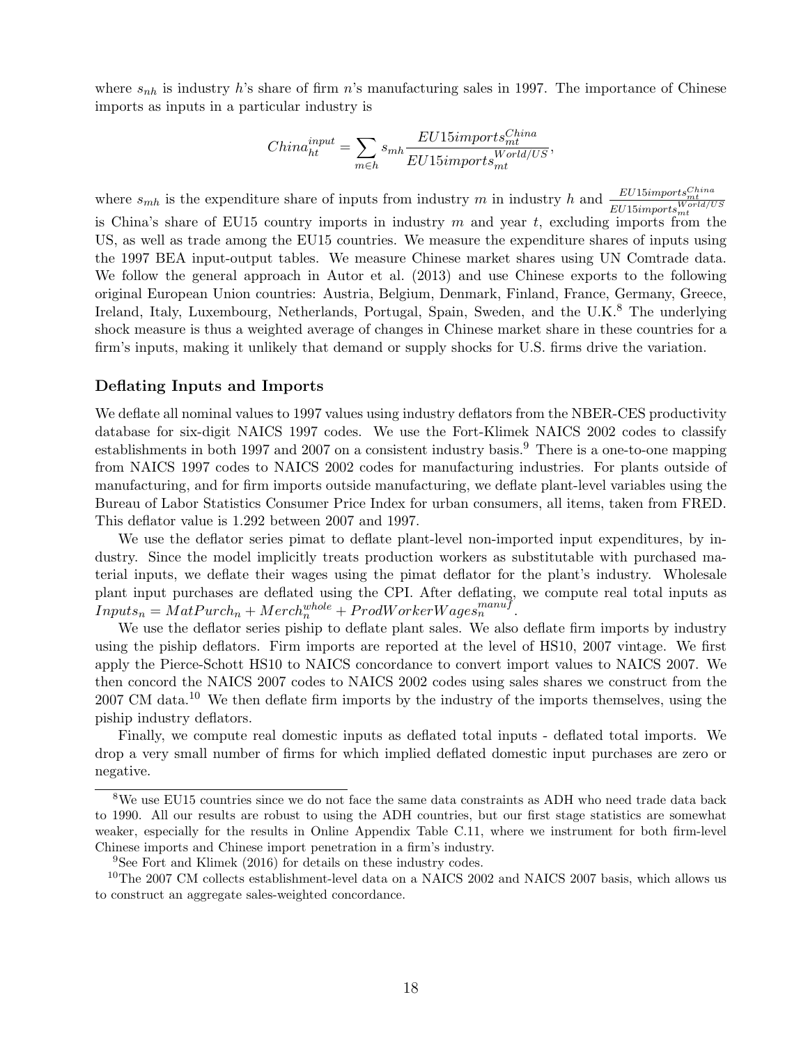where $s_{nh}$ is industry $h$'s share of firm $n$'s manufacturing sales in 1997. The importance of Chinese imports as inputs in a particular industry is

$$China^{input}_{ht} = \sum_{m \in h} s_{mh} \frac{EU15imports^{China}_{mt}}{EU15imports^{World/US}_{mt}},$$

where $s_{mh}$ is the expenditure share of inputs from industry $m$ in industry $h$ and $\frac{EU15imports^{China}_{mt}}{EU15imports^{World/US}_{mt}}$ is China's share of EU15 country imports in industry $m$ and year $t$, excluding imports from the US, as well as trade among the EU15 countries. We measure the expenditure shares of inputs using the 1997 BEA input-output tables. We measure Chinese market shares using UN Comtrade data. We follow the general approach in Autor et al. (2013) and use Chinese exports to the following original European Union countries: Austria, Belgium, Denmark, Finland, France, Germany, Greece, Ireland, Italy, Luxembourg, Netherlands, Portugal, Spain, Sweden, and the U.K.[8] The underlying shock measure is thus a weighted average of changes in Chinese market share in these countries for a firm's inputs, making it unlikely that demand or supply shocks for U.S. firms drive the variation.

### Deflating Inputs and Imports

We deflate all nominal values to 1997 values using industry deflators from the NBER-CES productivity database for six-digit NAICS 1997 codes. We use the Fort-Klimek NAICS 2002 codes to classify establishments in both 1997 and 2007 on a consistent industry basis.[9] There is a one-to-one mapping from NAICS 1997 codes to NAICS 2002 codes for manufacturing industries. For plants outside of manufacturing, and for firm imports outside manufacturing, we deflate plant-level variables using the Bureau of Labor Statistics Consumer Price Index for urban consumers, all items, taken from FRED. This deflator value is 1.292 between 2007 and 1997.

We use the deflator series pimat to deflate plant-level non-imported input expenditures, by industry. Since the model implicitly treats production workers as substitutable with purchased material inputs, we deflate their wages using the pimat deflator for the plant's industry. Wholesale plant input purchases are deflated using the CPI. After deflating, we compute real total inputs as $Inputs_n = MatPurch_n + Merch^{whole}_n + ProdWorkerWages^{manuf}_n$.

We use the deflator series piship to deflate plant sales. We also deflate firm imports by industry using the piship deflators. Firm imports are reported at the level of HS10, 2007 vintage. We first apply the Pierce-Schott HS10 to NAICS concordance to convert import values to NAICS 2007. We then concord the NAICS 2007 codes to NAICS 2002 codes using sales shares we construct from the 2007 CM data.[10] We then deflate firm imports by the industry of the imports themselves, using the piship industry deflators.

Finally, we compute real domestic inputs as deflated total inputs - deflated total imports. We drop a very small number of firms for which implied deflated domestic input purchases are zero or negative.

---

[8] We use EU15 countries since we do not face the same data constraints as ADH who need trade data back to 1990. All our results are robust to using the ADH countries, but our first stage statistics are somewhat weaker, especially for the results in Online Appendix Table C.11, where we instrument for both firm-level Chinese imports and Chinese import penetration in a firm's industry.

[9] See Fort and Klimek (2016) for details on these industry codes.

[10] The 2007 CM collects establishment-level data on a NAICS 2002 and NAICS 2007 basis, which allows us to construct an aggregate sales-weighted concordance.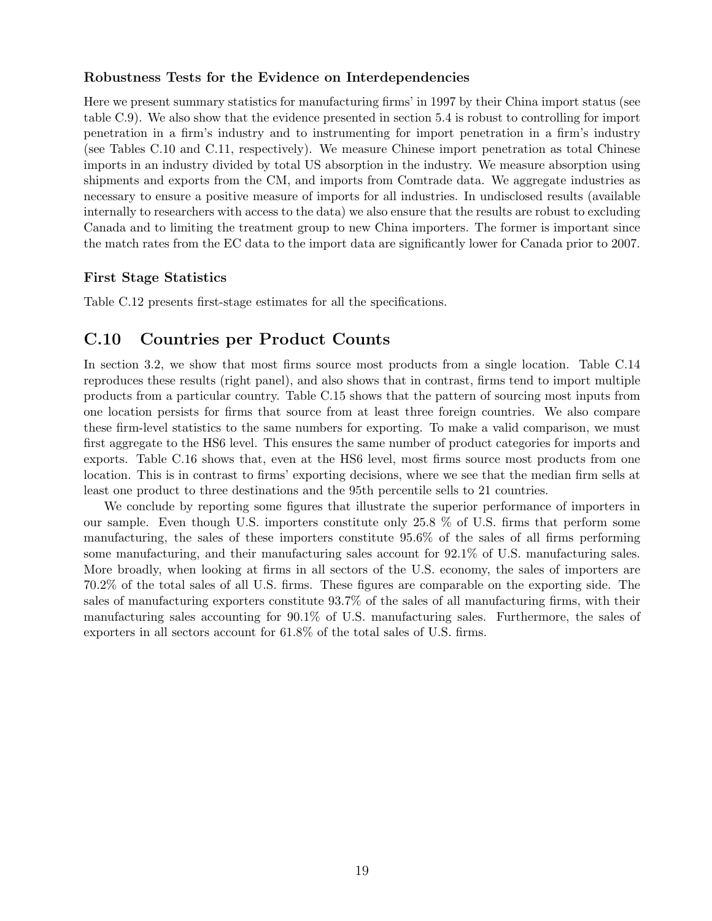### Robustness Tests for the Evidence on Interdependencies

Here we present summary statistics for manufacturing firms' in 1997 by their China import status (see table C.9). We also show that the evidence presented in section 5.4 is robust to controlling for import penetration in a firm's industry and to instrumenting for import penetration in a firm's industry (see Tables C.10 and C.11, respectively). We measure Chinese import penetration as total Chinese imports in an industry divided by total US absorption in the industry. We measure absorption using shipments and exports from the CM, and imports from Comtrade data. We aggregate industries as necessary to ensure a positive measure of imports for all industries. In undisclosed results (available internally to researchers with access to the data) we also ensure that the results are robust to excluding Canada and to limiting the treatment group to new China importers. The former is important since the match rates from the EC data to the import data are significantly lower for Canada prior to 2007.

### First Stage Statistics

Table C.12 presents first-stage estimates for all the specifications.

## C.10 Countries per Product Counts

In section 3.2, we show that most firms source most products from a single location. Table C.14 reproduces these results (right panel), and also shows that in contrast, firms tend to import multiple products from a particular country. Table C.15 shows that the pattern of sourcing most inputs from one location persists for firms that source from at least three foreign countries. We also compare these firm-level statistics to the same numbers for exporting. To make a valid comparison, we must first aggregate to the HS6 level. This ensures the same number of product categories for imports and exports. Table C.16 shows that, even at the HS6 level, most firms source most products from one location. This is in contrast to firms' exporting decisions, where we see that the median firm sells at least one product to three destinations and the 95th percentile sells to 21 countries.

We conclude by reporting some figures that illustrate the superior performance of importers in our sample. Even though U.S. importers constitute only 25.8 % of U.S. firms that perform some manufacturing, the sales of these importers constitute 95.6% of the sales of all firms performing some manufacturing, and their manufacturing sales account for 92.1% of U.S. manufacturing sales. More broadly, when looking at firms in all sectors of the U.S. economy, the sales of importers are 70.2% of the total sales of all U.S. firms. These figures are comparable on the exporting side. The sales of manufacturing exporters constitute 93.7% of the sales of all manufacturing firms, with their manufacturing sales accounting for 90.1% of U.S. manufacturing sales. Furthermore, the sales of exporters in all sectors account for 61.8% of the total sales of U.S. firms.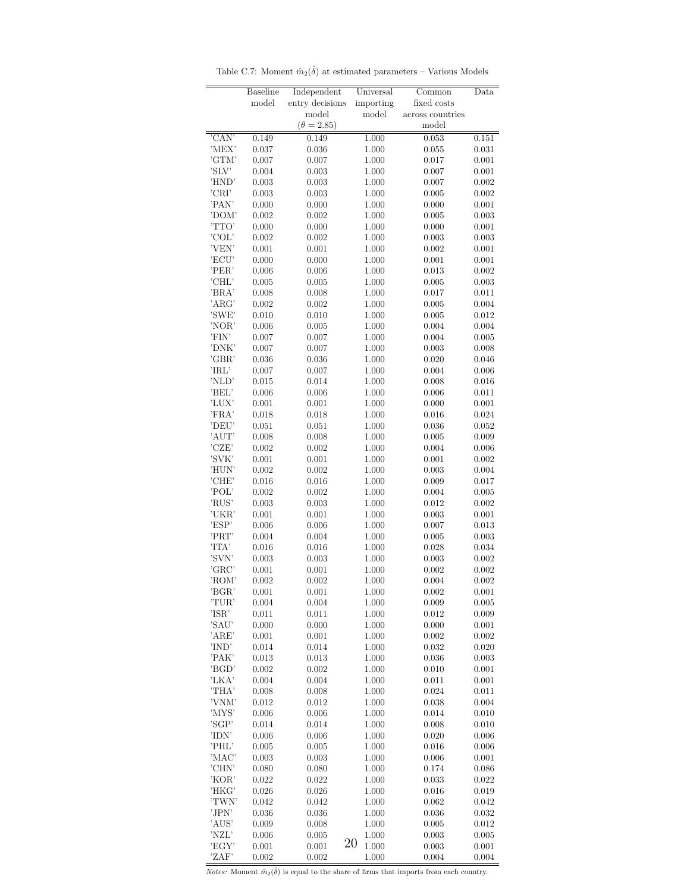Table C.7: Moment $\hat{m}_2(\hat{\delta})$ at estimated parameters – Various Models

| | Baseline model | Independent entry decisions model ($\theta = 2.85$) | Universal importing model | Common fixed costs across countries model | Data |
|---|---|---|---|---|---|
| 'CAN' | 0.149 | 0.149 | 1.000 | 0.053 | 0.151 |
| 'MEX' | 0.037 | 0.036 | 1.000 | 0.055 | 0.031 |
| 'GTM' | 0.007 | 0.007 | 1.000 | 0.017 | 0.001 |
| 'SLV' | 0.004 | 0.003 | 1.000 | 0.007 | 0.001 |
| 'HND' | 0.003 | 0.003 | 1.000 | 0.007 | 0.002 |
| 'CRI' | 0.003 | 0.003 | 1.000 | 0.005 | 0.002 |
| 'PAN' | 0.000 | 0.000 | 1.000 | 0.000 | 0.001 |
| 'DOM' | 0.002 | 0.002 | 1.000 | 0.005 | 0.003 |
| 'TTO' | 0.000 | 0.000 | 1.000 | 0.000 | 0.001 |
| 'COL' | 0.002 | 0.002 | 1.000 | 0.003 | 0.003 |
| 'VEN' | 0.001 | 0.001 | 1.000 | 0.002 | 0.001 |
| 'ECU' | 0.000 | 0.000 | 1.000 | 0.001 | 0.001 |
| 'PER' | 0.006 | 0.006 | 1.000 | 0.013 | 0.002 |
| 'CHL' | 0.005 | 0.005 | 1.000 | 0.005 | 0.003 |
| 'BRA' | 0.008 | 0.008 | 1.000 | 0.017 | 0.011 |
| 'ARG' | 0.002 | 0.002 | 1.000 | 0.005 | 0.004 |
| 'SWE' | 0.010 | 0.010 | 1.000 | 0.005 | 0.012 |
| 'NOR' | 0.006 | 0.005 | 1.000 | 0.004 | 0.004 |
| 'FIN' | 0.007 | 0.007 | 1.000 | 0.004 | 0.005 |
| 'DNK' | 0.007 | 0.007 | 1.000 | 0.003 | 0.008 |
| 'GBR' | 0.036 | 0.036 | 1.000 | 0.020 | 0.046 |
| 'IRL' | 0.007 | 0.007 | 1.000 | 0.004 | 0.006 |
| 'NLD' | 0.015 | 0.014 | 1.000 | 0.008 | 0.016 |
| 'BEL' | 0.006 | 0.006 | 1.000 | 0.006 | 0.011 |
| 'LUX' | 0.001 | 0.001 | 1.000 | 0.000 | 0.001 |
| 'FRA' | 0.018 | 0.018 | 1.000 | 0.016 | 0.024 |
| 'DEU' | 0.051 | 0.051 | 1.000 | 0.036 | 0.052 |
| 'AUT' | 0.008 | 0.008 | 1.000 | 0.005 | 0.009 |
| 'CZE' | 0.002 | 0.002 | 1.000 | 0.004 | 0.006 |
| 'SVK' | 0.001 | 0.001 | 1.000 | 0.001 | 0.002 |
| 'HUN' | 0.002 | 0.002 | 1.000 | 0.003 | 0.004 |
| 'CHE' | 0.016 | 0.016 | 1.000 | 0.009 | 0.017 |
| 'POL' | 0.002 | 0.002 | 1.000 | 0.004 | 0.005 |
| 'RUS' | 0.003 | 0.003 | 1.000 | 0.012 | 0.002 |
| 'UKR' | 0.001 | 0.001 | 1.000 | 0.003 | 0.001 |
| 'ESP' | 0.006 | 0.006 | 1.000 | 0.007 | 0.013 |
| 'PRT' | 0.004 | 0.004 | 1.000 | 0.005 | 0.003 |
| 'ITA' | 0.016 | 0.016 | 1.000 | 0.028 | 0.034 |
| 'SVN' | 0.003 | 0.003 | 1.000 | 0.003 | 0.002 |
| 'GRC' | 0.001 | 0.001 | 1.000 | 0.002 | 0.002 |
| 'ROM' | 0.002 | 0.002 | 1.000 | 0.004 | 0.002 |
| 'BGR' | 0.001 | 0.001 | 1.000 | 0.002 | 0.001 |
| 'TUR' | 0.004 | 0.004 | 1.000 | 0.009 | 0.005 |
| 'ISR' | 0.011 | 0.011 | 1.000 | 0.012 | 0.009 |
| 'SAU' | 0.000 | 0.000 | 1.000 | 0.000 | 0.001 |
| 'ARE' | 0.001 | 0.001 | 1.000 | 0.002 | 0.002 |
| 'IND' | 0.014 | 0.014 | 1.000 | 0.032 | 0.020 |
| 'PAK' | 0.013 | 0.013 | 1.000 | 0.036 | 0.003 |
| 'BGD' | 0.002 | 0.002 | 1.000 | 0.010 | 0.001 |
| 'LKA' | 0.004 | 0.004 | 1.000 | 0.011 | 0.001 |
| 'THA' | 0.008 | 0.008 | 1.000 | 0.024 | 0.011 |
| 'VNM' | 0.012 | 0.012 | 1.000 | 0.038 | 0.004 |
| 'MYS' | 0.006 | 0.006 | 1.000 | 0.014 | 0.010 |
| 'SGP' | 0.014 | 0.014 | 1.000 | 0.008 | 0.010 |
| 'IDN' | 0.006 | 0.006 | 1.000 | 0.020 | 0.006 |
| 'PHL' | 0.005 | 0.005 | 1.000 | 0.016 | 0.006 |
| 'MAC' | 0.003 | 0.003 | 1.000 | 0.006 | 0.001 |
| 'CHN' | 0.080 | 0.080 | 1.000 | 0.174 | 0.086 |
| 'KOR' | 0.022 | 0.022 | 1.000 | 0.033 | 0.022 |
| 'HKG' | 0.026 | 0.026 | 1.000 | 0.016 | 0.019 |
| 'TWN' | 0.042 | 0.042 | 1.000 | 0.062 | 0.042 |
| 'JPN' | 0.036 | 0.036 | 1.000 | 0.036 | 0.032 |
| 'AUS' | 0.009 | 0.008 | 1.000 | 0.005 | 0.012 |
| 'NZL' | 0.006 | 0.005 | 1.000 | 0.003 | 0.005 |
| 'EGY' | 0.001 | 0.001 | 1.000 | 0.003 | 0.001 |
| 'ZAF' | 0.002 | 0.002 | 1.000 | 0.004 | 0.004 |

*Notes:* Moment $\hat{m}_2(\hat{\delta})$ is equal to the share of firms that imports from each country.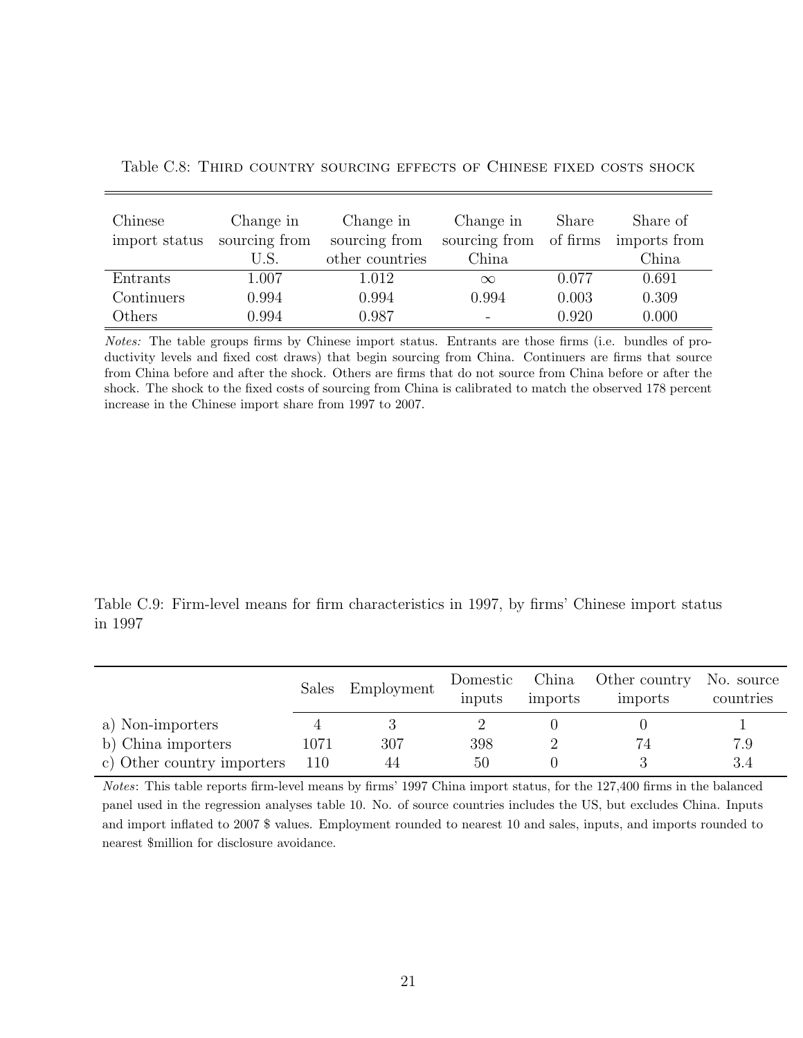Table C.8: Third country sourcing effects of Chinese fixed costs shock

| Chinese import status | Change in sourcing from U.S. | Change in sourcing from other countries | Change in sourcing from China | Share of firms | Share of imports from China |
|---|---|---|---|---|---|
| Entrants | 1.007 | 1.012 | $\infty$ | 0.077 | 0.691 |
| Continuers | 0.994 | 0.994 | 0.994 | 0.003 | 0.309 |
| Others | 0.994 | 0.987 | - | 0.920 | 0.000 |

*Notes:* The table groups firms by Chinese import status. Entrants are those firms (i.e. bundles of productivity levels and fixed cost draws) that begin sourcing from China. Continuers are firms that source from China before and after the shock. Others are firms that do not source from China before or after the shock. The shock to the fixed costs of sourcing from China is calibrated to match the observed 178 percent increase in the Chinese import share from 1997 to 2007.

Table C.9: Firm-level means for firm characteristics in 1997, by firms' Chinese import status in 1997

| | Sales | Employment | Domestic inputs | China imports | Other country imports | No. source countries |
|---|---|---|---|---|---|---|
| a) Non-importers | 4 | 3 | 2 | 0 | 0 | 1 |
| b) China importers | 1071 | 307 | 398 | 2 | 74 | 7.9 |
| c) Other country importers | 110 | 44 | 50 | 0 | 3 | 3.4 |

*Notes*: This table reports firm-level means by firms' 1997 China import status, for the 127,400 firms in the balanced panel used in the regression analyses table 10. No. of source countries includes the US, but excludes China. Inputs and import inflated to 2007 $ values. Employment rounded to nearest 10 and sales, inputs, and imports rounded to nearest $million for disclosure avoidance.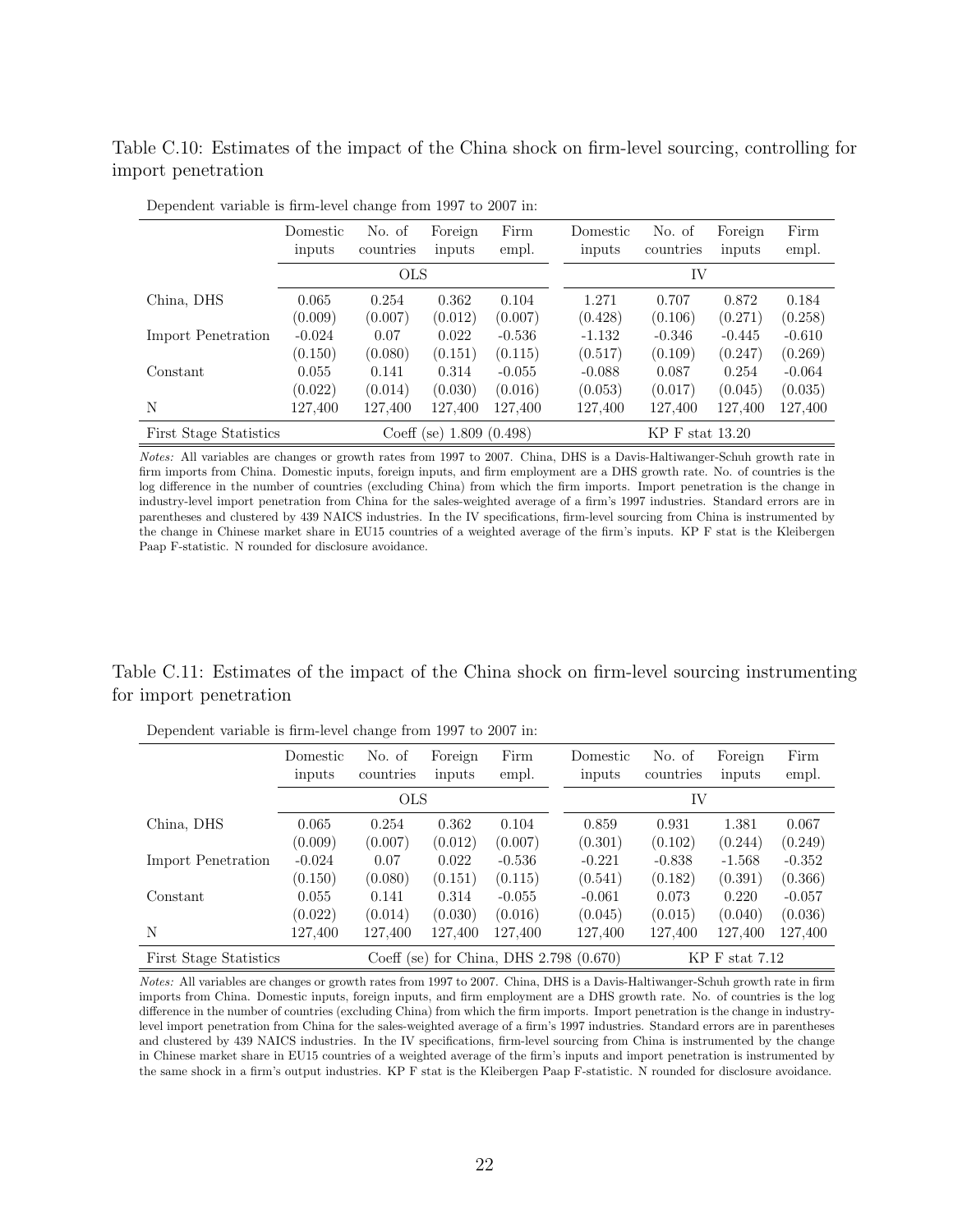Table C.10: Estimates of the impact of the China shock on firm-level sourcing, controlling for import penetration

Dependent variable is firm-level change from 1997 to 2007 in:

| | Domestic inputs | No. of countries | Foreign inputs | Firm empl. | Domestic inputs | No. of countries | Foreign inputs | Firm empl. |
|---|---|---|---|---|---|---|---|---|
| | OLS | | | | IV | | | |
| China, DHS | 0.065 | 0.254 | 0.362 | 0.104 | 1.271 | 0.707 | 0.872 | 0.184 |
| | (0.009) | (0.007) | (0.012) | (0.007) | (0.428) | (0.106) | (0.271) | (0.258) |
| Import Penetration | -0.024 | 0.07 | 0.022 | -0.536 | -1.132 | -0.346 | -0.445 | -0.610 |
| | (0.150) | (0.080) | (0.151) | (0.115) | (0.517) | (0.109) | (0.247) | (0.269) |
| Constant | 0.055 | 0.141 | 0.314 | -0.055 | -0.088 | 0.087 | 0.254 | -0.064 |
| | (0.022) | (0.014) | (0.030) | (0.016) | (0.053) | (0.017) | (0.045) | (0.035) |
| N | 127,400 | 127,400 | 127,400 | 127,400 | 127,400 | 127,400 | 127,400 | 127,400 |
| First Stage Statistics | Coeff (se) 1.809 (0.498) | | | | KP F stat 13.20 | | | |

*Notes:* All variables are changes or growth rates from 1997 to 2007. China, DHS is a Davis-Haltiwanger-Schuh growth rate in firm imports from China. Domestic inputs, foreign inputs, and firm employment are a DHS growth rate. No. of countries is the log difference in the number of countries (excluding China) from which the firm imports. Import penetration is the change in industry-level import penetration from China for the sales-weighted average of a firm's 1997 industries. Standard errors are in parentheses and clustered by 439 NAICS industries. In the IV specifications, firm-level sourcing from China is instrumented by the change in Chinese market share in EU15 countries of a weighted average of the firm's inputs. KP F stat is the Kleibergen Paap F-statistic. N rounded for disclosure avoidance.

Table C.11: Estimates of the impact of the China shock on firm-level sourcing instrumenting for import penetration

Dependent variable is firm-level change from 1997 to 2007 in:

| | Domestic inputs | No. of countries | Foreign inputs | Firm empl. | Domestic inputs | No. of countries | Foreign inputs | Firm empl. |
|---|---|---|---|---|---|---|---|---|
| | OLS | | | | IV | | | |
| China, DHS | 0.065 | 0.254 | 0.362 | 0.104 | 0.859 | 0.931 | 1.381 | 0.067 |
| | (0.009) | (0.007) | (0.012) | (0.007) | (0.301) | (0.102) | (0.244) | (0.249) |
| Import Penetration | -0.024 | 0.07 | 0.022 | -0.536 | -0.221 | -0.838 | -1.568 | -0.352 |
| | (0.150) | (0.080) | (0.151) | (0.115) | (0.541) | (0.182) | (0.391) | (0.366) |
| Constant | 0.055 | 0.141 | 0.314 | -0.055 | -0.061 | 0.073 | 0.220 | -0.057 |
| | (0.022) | (0.014) | (0.030) | (0.016) | (0.045) | (0.015) | (0.040) | (0.036) |
| N | 127,400 | 127,400 | 127,400 | 127,400 | 127,400 | 127,400 | 127,400 | 127,400 |
| First Stage Statistics | Coeff (se) for China, DHS 2.798 (0.670) | | | | | KP F stat 7.12 | | |

*Notes:* All variables are changes or growth rates from 1997 to 2007. China, DHS is a Davis-Haltiwanger-Schuh growth rate in firm imports from China. Domestic inputs, foreign inputs, and firm employment are a DHS growth rate. No. of countries is the log difference in the number of countries (excluding China) from which the firm imports. Import penetration is the change in industry-level import penetration from China for the sales-weighted average of a firm's 1997 industries. Standard errors are in parentheses and clustered by 439 NAICS industries. In the IV specifications, firm-level sourcing from China is instrumented by the change in Chinese market share in EU15 countries of a weighted average of the firm's inputs and import penetration is instrumented by the same shock in a firm's output industries. KP F stat is the Kleibergen Paap F-statistic. N rounded for disclosure avoidance.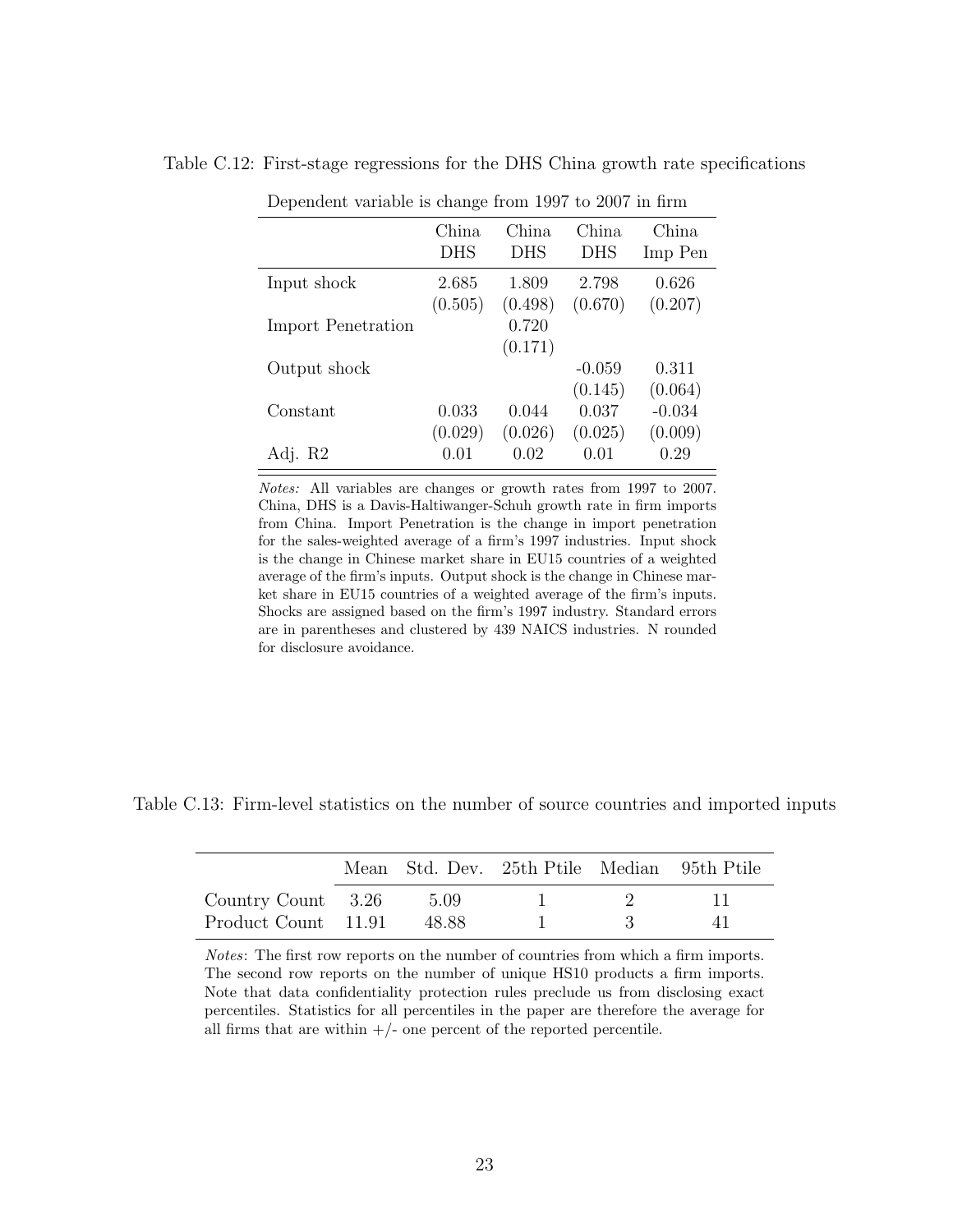Table C.12: First-stage regressions for the DHS China growth rate specifications

| Dependent variable is change from 1997 to 2007 in firm | | | | |
|---|---|---|---|---|
| | China DHS | China DHS | China DHS | China Imp Pen |
| Input shock | 2.685 | 1.809 | 2.798 | 0.626 |
| | (0.505) | (0.498) | (0.670) | (0.207) |
| Import Penetration | | 0.720 | | |
| | | (0.171) | | |
| Output shock | | | -0.059 | 0.311 |
| | | | (0.145) | (0.064) |
| Constant | 0.033 | 0.044 | 0.037 | -0.034 |
| | (0.029) | (0.026) | (0.025) | (0.009) |
| Adj. R2 | 0.01 | 0.02 | 0.01 | 0.29 |

*Notes:* All variables are changes or growth rates from 1997 to 2007. China, DHS is a Davis-Haltiwanger-Schuh growth rate in firm imports from China. Import Penetration is the change in import penetration for the sales-weighted average of a firm's 1997 industries. Input shock is the change in Chinese market share in EU15 countries of a weighted average of the firm's inputs. Output shock is the change in Chinese market share in EU15 countries of a weighted average of the firm's inputs. Shocks are assigned based on the firm's 1997 industry. Standard errors are in parentheses and clustered by 439 NAICS industries. N rounded for disclosure avoidance.

Table C.13: Firm-level statistics on the number of source countries and imported inputs

| | Mean | Std. Dev. | 25th Ptile | Median | 95th Ptile |
|---|---|---|---|---|---|
| Country Count | 3.26 | 5.09 | 1 | 2 | 11 |
| Product Count | 11.91 | 48.88 | 1 | 3 | 41 |

*Notes*: The first row reports on the number of countries from which a firm imports. The second row reports on the number of unique HS10 products a firm imports. Note that data confidentiality protection rules preclude us from disclosing exact percentiles. Statistics for all percentiles in the paper are therefore the average for all firms that are within +/- one percent of the reported percentile.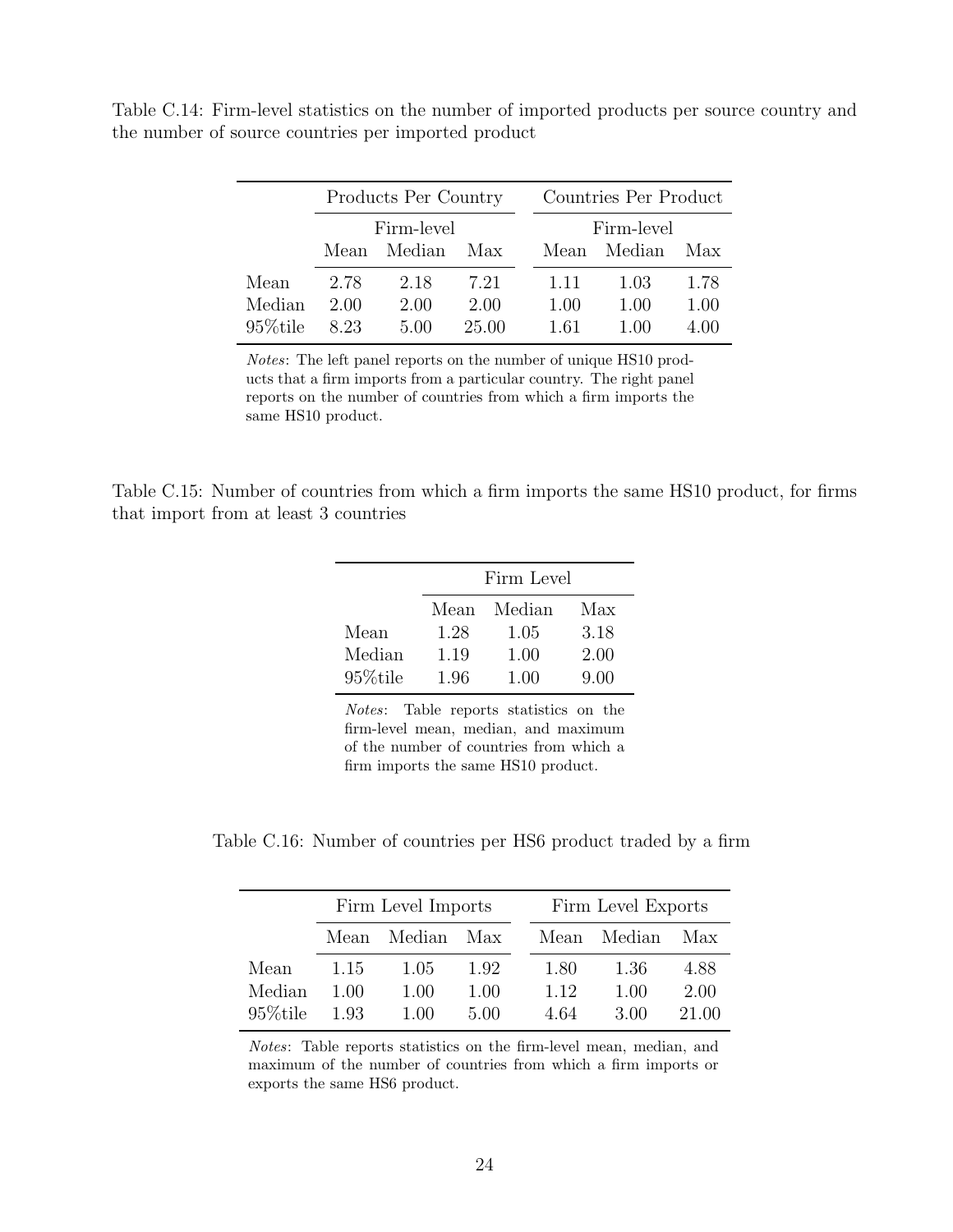Table C.14: Firm-level statistics on the number of imported products per source country and the number of source countries per imported product

| | Products Per Country | | | Countries Per Product | | |
|---|---|---|---|---|---|---|
| | Firm-level | | | Firm-level | | |
| | Mean | Median | Max | Mean | Median | Max |
| Mean | 2.78 | 2.18 | 7.21 | 1.11 | 1.03 | 1.78 |
| Median | 2.00 | 2.00 | 2.00 | 1.00 | 1.00 | 1.00 |
| 95%tile | 8.23 | 5.00 | 25.00 | 1.61 | 1.00 | 4.00 |

*Notes*: The left panel reports on the number of unique HS10 products that a firm imports from a particular country. The right panel reports on the number of countries from which a firm imports the same HS10 product.

Table C.15: Number of countries from which a firm imports the same HS10 product, for firms that import from at least 3 countries

| | Firm Level | | |
|---|---|---|---|
| | Mean | Median | Max |
| Mean | 1.28 | 1.05 | 3.18 |
| Median | 1.19 | 1.00 | 2.00 |
| 95%tile | 1.96 | 1.00 | 9.00 |

*Notes*: Table reports statistics on the firm-level mean, median, and maximum of the number of countries from which a firm imports the same HS10 product.

Table C.16: Number of countries per HS6 product traded by a firm

| | Firm Level Imports | | | Firm Level Exports | | |
|---|---|---|---|---|---|---|
| | Mean | Median | Max | Mean | Median | Max |
| Mean | 1.15 | 1.05 | 1.92 | 1.80 | 1.36 | 4.88 |
| Median | 1.00 | 1.00 | 1.00 | 1.12 | 1.00 | 2.00 |
| 95%tile | 1.93 | 1.00 | 5.00 | 4.64 | 3.00 | 21.00 |

*Notes*: Table reports statistics on the firm-level mean, median, and maximum of the number of countries from which a firm imports or exports the same HS6 product.